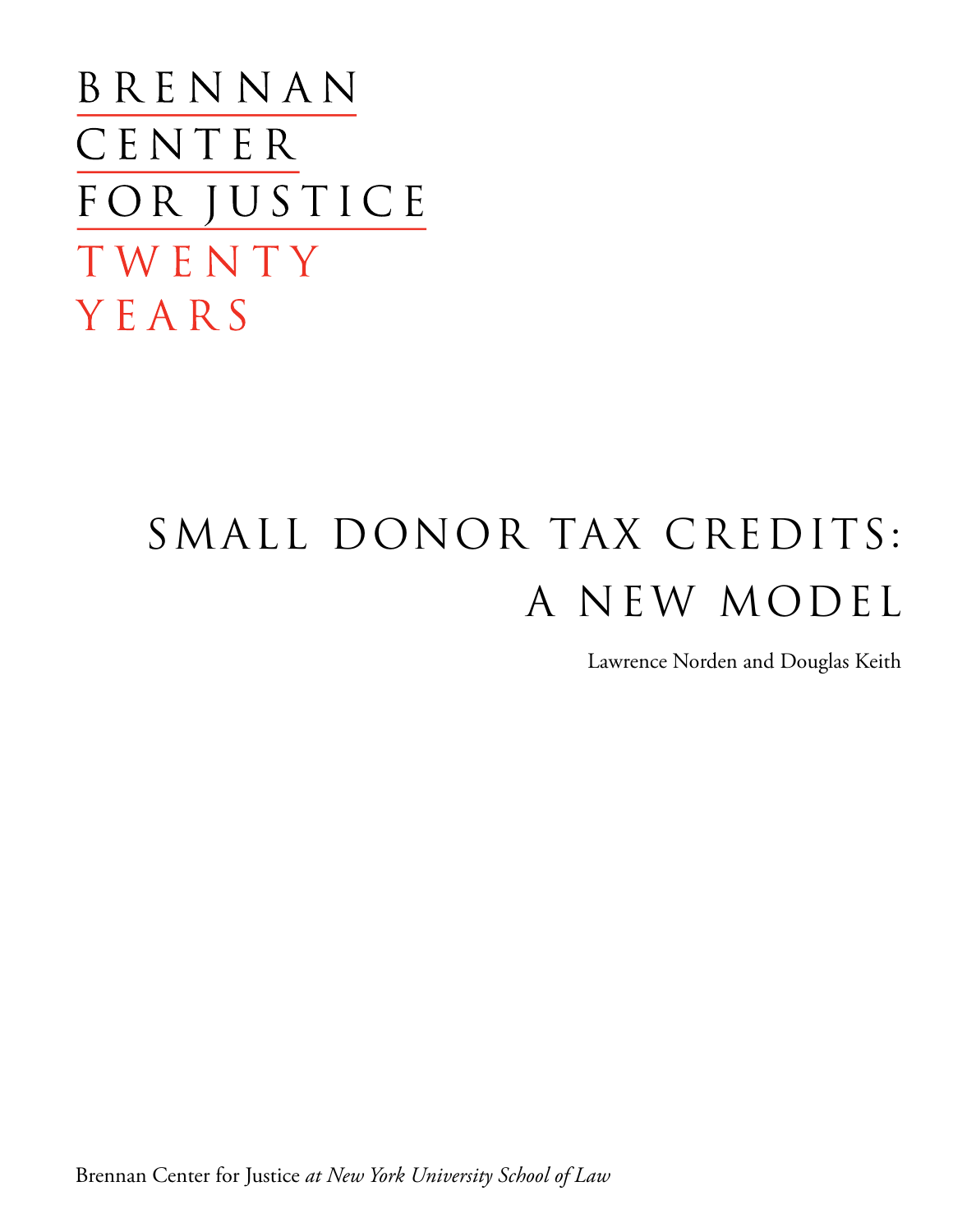BRENNAN
CENTER
FOR JUSTICE
TWENTY
YEARS

# SMALL DONOR TAX CREDITS: A NEW MODEL

Lawrence Norden and Douglas Keith

Brennan Center for Justice *at New York University School of Law*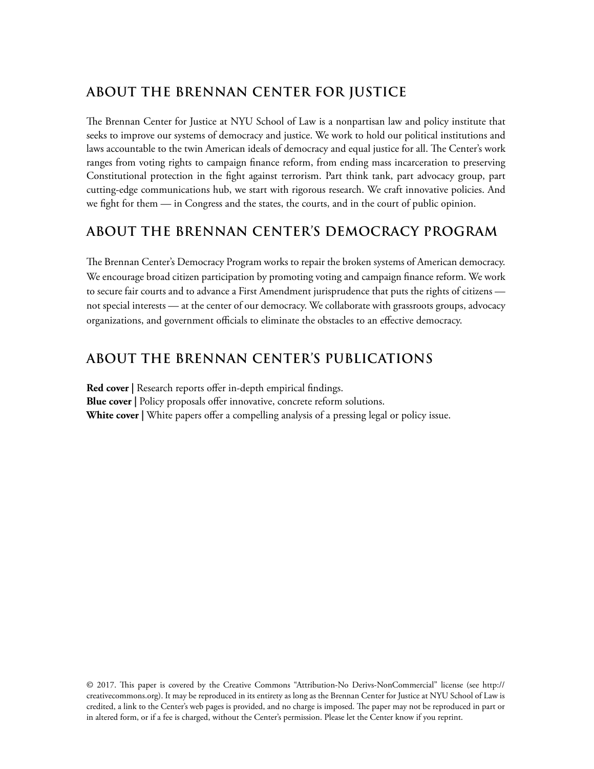## ABOUT THE BRENNAN CENTER FOR JUSTICE

The Brennan Center for Justice at NYU School of Law is a nonpartisan law and policy institute that seeks to improve our systems of democracy and justice. We work to hold our political institutions and laws accountable to the twin American ideals of democracy and equal justice for all. The Center's work ranges from voting rights to campaign finance reform, from ending mass incarceration to preserving Constitutional protection in the fight against terrorism. Part think tank, part advocacy group, part cutting-edge communications hub, we start with rigorous research. We craft innovative policies. And we fight for them — in Congress and the states, the courts, and in the court of public opinion.

## ABOUT THE BRENNAN CENTER'S DEMOCRACY PROGRAM

The Brennan Center's Democracy Program works to repair the broken systems of American democracy. We encourage broad citizen participation by promoting voting and campaign finance reform. We work to secure fair courts and to advance a First Amendment jurisprudence that puts the rights of citizens — not special interests — at the center of our democracy. We collaborate with grassroots groups, advocacy organizations, and government officials to eliminate the obstacles to an effective democracy.

## ABOUT THE BRENNAN CENTER'S PUBLICATIONS

**Red cover |** Research reports offer in-depth empirical findings.
**Blue cover |** Policy proposals offer innovative, concrete reform solutions.
**White cover |** White papers offer a compelling analysis of a pressing legal or policy issue.

© 2017. This paper is covered by the Creative Commons "Attribution-No Derivs-NonCommercial" license (see http://creativecommons.org). It may be reproduced in its entirety as long as the Brennan Center for Justice at NYU School of Law is credited, a link to the Center's web pages is provided, and no charge is imposed. The paper may not be reproduced in part or in altered form, or if a fee is charged, without the Center's permission. Please let the Center know if you reprint.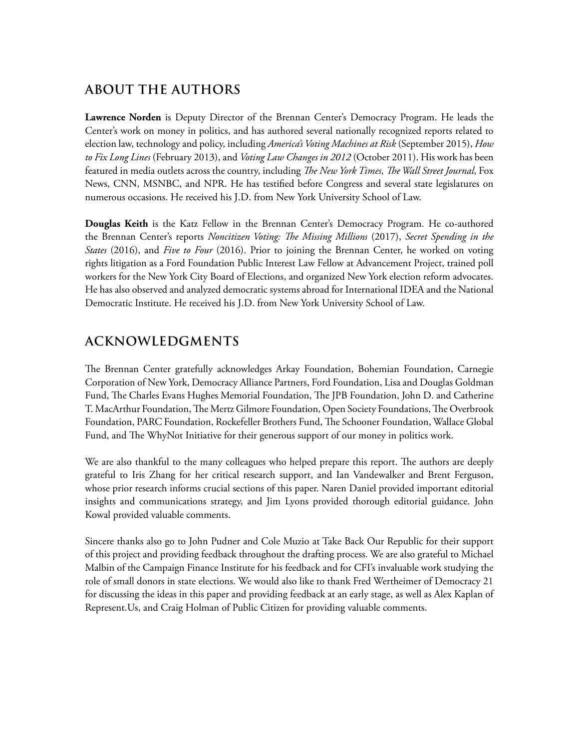## ABOUT THE AUTHORS

**Lawrence Norden** is Deputy Director of the Brennan Center's Democracy Program. He leads the Center's work on money in politics, and has authored several nationally recognized reports related to election law, technology and policy, including *America's Voting Machines at Risk* (September 2015), *How to Fix Long Lines* (February 2013), and *Voting Law Changes in 2012* (October 2011). His work has been featured in media outlets across the country, including *The New York Times*, *The Wall Street Journal*, Fox News, CNN, MSNBC, and NPR. He has testified before Congress and several state legislatures on numerous occasions. He received his J.D. from New York University School of Law.

**Douglas Keith** is the Katz Fellow in the Brennan Center's Democracy Program. He co-authored the Brennan Center's reports *Noncitizen Voting: The Missing Millions* (2017), *Secret Spending in the States* (2016), and *Five to Four* (2016). Prior to joining the Brennan Center, he worked on voting rights litigation as a Ford Foundation Public Interest Law Fellow at Advancement Project, trained poll workers for the New York City Board of Elections, and organized New York election reform advocates. He has also observed and analyzed democratic systems abroad for International IDEA and the National Democratic Institute. He received his J.D. from New York University School of Law.

## ACKNOWLEDGMENTS

The Brennan Center gratefully acknowledges Arkay Foundation, Bohemian Foundation, Carnegie Corporation of New York, Democracy Alliance Partners, Ford Foundation, Lisa and Douglas Goldman Fund, The Charles Evans Hughes Memorial Foundation, The JPB Foundation, John D. and Catherine T. MacArthur Foundation, The Mertz Gilmore Foundation, Open Society Foundations, The Overbrook Foundation, PARC Foundation, Rockefeller Brothers Fund, The Schooner Foundation, Wallace Global Fund, and The WhyNot Initiative for their generous support of our money in politics work.

We are also thankful to the many colleagues who helped prepare this report. The authors are deeply grateful to Iris Zhang for her critical research support, and Ian Vandewalker and Brent Ferguson, whose prior research informs crucial sections of this paper. Naren Daniel provided important editorial insights and communications strategy, and Jim Lyons provided thorough editorial guidance. John Kowal provided valuable comments.

Sincere thanks also go to John Pudner and Cole Muzio at Take Back Our Republic for their support of this project and providing feedback throughout the drafting process. We are also grateful to Michael Malbin of the Campaign Finance Institute for his feedback and for CFI's invaluable work studying the role of small donors in state elections. We would also like to thank Fred Wertheimer of Democracy 21 for discussing the ideas in this paper and providing feedback at an early stage, as well as Alex Kaplan of Represent.Us, and Craig Holman of Public Citizen for providing valuable comments.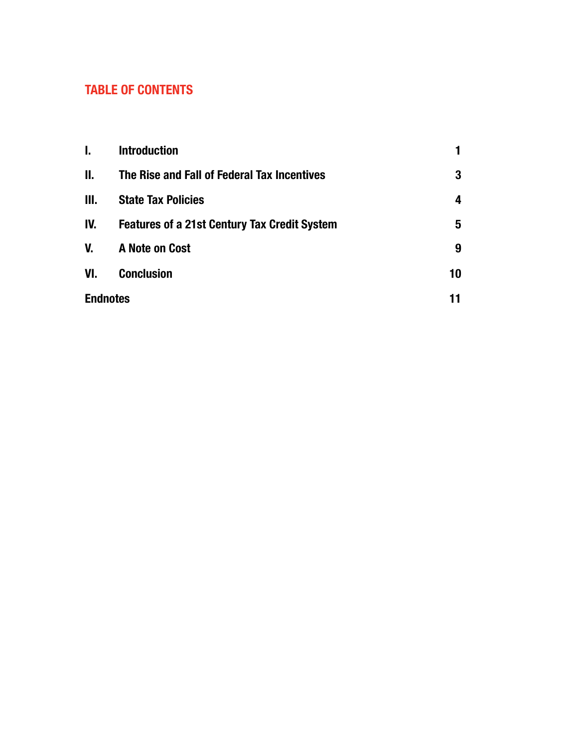## TABLE OF CONTENTS

| | | |
|---|---|---|
| I. | Introduction | 1 |
| II. | The Rise and Fall of Federal Tax Incentives | 3 |
| III. | State Tax Policies | 4 |
| IV. | Features of a 21st Century Tax Credit System | 5 |
| V. | A Note on Cost | 9 |
| VI. | Conclusion | 10 |
| Endnotes | | 11 |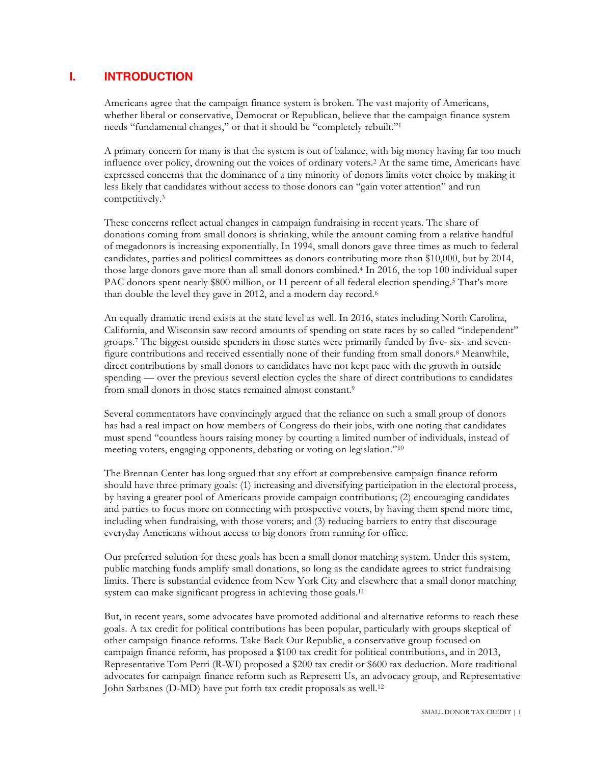# I. INTRODUCTION

Americans agree that the campaign finance system is broken. The vast majority of Americans, whether liberal or conservative, Democrat or Republican, believe that the campaign finance system needs "fundamental changes," or that it should be "completely rebuilt."[1]

A primary concern for many is that the system is out of balance, with big money having far too much influence over policy, drowning out the voices of ordinary voters.[2] At the same time, Americans have expressed concerns that the dominance of a tiny minority of donors limits voter choice by making it less likely that candidates without access to those donors can "gain voter attention" and run competitively.[3]

These concerns reflect actual changes in campaign fundraising in recent years. The share of donations coming from small donors is shrinking, while the amount coming from a relative handful of megadonors is increasing exponentially. In 1994, small donors gave three times as much to federal candidates, parties and political committees as donors contributing more than $10,000, but by 2014, those large donors gave more than all small donors combined.[4] In 2016, the top 100 individual super PAC donors spent nearly $800 million, or 11 percent of all federal election spending.[5] That's more than double the level they gave in 2012, and a modern day record.[6]

An equally dramatic trend exists at the state level as well. In 2016, states including North Carolina, California, and Wisconsin saw record amounts of spending on state races by so called "independent" groups.[7] The biggest outside spenders in those states were primarily funded by five- six- and seven-figure contributions and received essentially none of their funding from small donors.[8] Meanwhile, direct contributions by small donors to candidates have not kept pace with the growth in outside spending — over the previous several election cycles the share of direct contributions to candidates from small donors in those states remained almost constant.[9]

Several commentators have convincingly argued that the reliance on such a small group of donors has had a real impact on how members of Congress do their jobs, with one noting that candidates must spend "countless hours raising money by courting a limited number of individuals, instead of meeting voters, engaging opponents, debating or voting on legislation."[10]

The Brennan Center has long argued that any effort at comprehensive campaign finance reform should have three primary goals: (1) increasing and diversifying participation in the electoral process, by having a greater pool of Americans provide campaign contributions; (2) encouraging candidates and parties to focus more on connecting with prospective voters, by having them spend more time, including when fundraising, with those voters; and (3) reducing barriers to entry that discourage everyday Americans without access to big donors from running for office.

Our preferred solution for these goals has been a small donor matching system. Under this system, public matching funds amplify small donations, so long as the candidate agrees to strict fundraising limits. There is substantial evidence from New York City and elsewhere that a small donor matching system can make significant progress in achieving those goals.[11]

But, in recent years, some advocates have promoted additional and alternative reforms to reach these goals. A tax credit for political contributions has been popular, particularly with groups skeptical of other campaign finance reforms. Take Back Our Republic, a conservative group focused on campaign finance reform, has proposed a $100 tax credit for political contributions, and in 2013, Representative Tom Petri (R-WI) proposed a $200 tax credit or $600 tax deduction. More traditional advocates for campaign finance reform such as Represent Us, an advocacy group, and Representative John Sarbanes (D-MD) have put forth tax credit proposals as well.[12]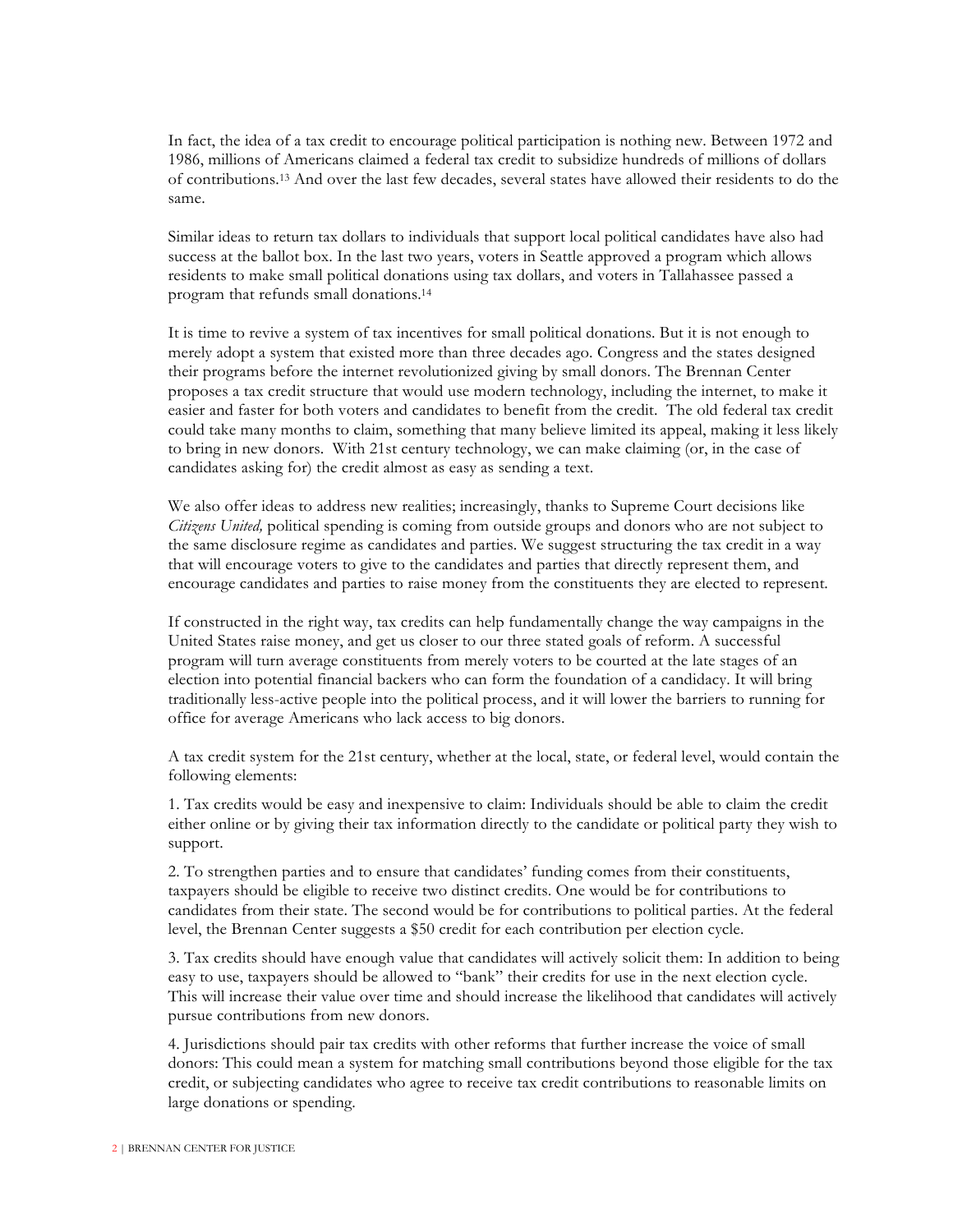In fact, the idea of a tax credit to encourage political participation is nothing new. Between 1972 and 1986, millions of Americans claimed a federal tax credit to subsidize hundreds of millions of dollars of contributions.[13] And over the last few decades, several states have allowed their residents to do the same.

Similar ideas to return tax dollars to individuals that support local political candidates have also had success at the ballot box. In the last two years, voters in Seattle approved a program which allows residents to make small political donations using tax dollars, and voters in Tallahassee passed a program that refunds small donations.[14]

It is time to revive a system of tax incentives for small political donations. But it is not enough to merely adopt a system that existed more than three decades ago. Congress and the states designed their programs before the internet revolutionized giving by small donors. The Brennan Center proposes a tax credit structure that would use modern technology, including the internet, to make it easier and faster for both voters and candidates to benefit from the credit. The old federal tax credit could take many months to claim, something that many believe limited its appeal, making it less likely to bring in new donors. With 21st century technology, we can make claiming (or, in the case of candidates asking for) the credit almost as easy as sending a text.

We also offer ideas to address new realities; increasingly, thanks to Supreme Court decisions like *Citizens United,* political spending is coming from outside groups and donors who are not subject to the same disclosure regime as candidates and parties. We suggest structuring the tax credit in a way that will encourage voters to give to the candidates and parties that directly represent them, and encourage candidates and parties to raise money from the constituents they are elected to represent.

If constructed in the right way, tax credits can help fundamentally change the way campaigns in the United States raise money, and get us closer to our three stated goals of reform. A successful program will turn average constituents from merely voters to be courted at the late stages of an election into potential financial backers who can form the foundation of a candidacy. It will bring traditionally less-active people into the political process, and it will lower the barriers to running for office for average Americans who lack access to big donors.

A tax credit system for the 21st century, whether at the local, state, or federal level, would contain the following elements:

1. Tax credits would be easy and inexpensive to claim: Individuals should be able to claim the credit either online or by giving their tax information directly to the candidate or political party they wish to support.

2. To strengthen parties and to ensure that candidates' funding comes from their constituents, taxpayers should be eligible to receive two distinct credits. One would be for contributions to candidates from their state. The second would be for contributions to political parties. At the federal level, the Brennan Center suggests a $50 credit for each contribution per election cycle.

3. Tax credits should have enough value that candidates will actively solicit them: In addition to being easy to use, taxpayers should be allowed to "bank" their credits for use in the next election cycle. This will increase their value over time and should increase the likelihood that candidates will actively pursue contributions from new donors.

4. Jurisdictions should pair tax credits with other reforms that further increase the voice of small donors: This could mean a system for matching small contributions beyond those eligible for the tax credit, or subjecting candidates who agree to receive tax credit contributions to reasonable limits on large donations or spending.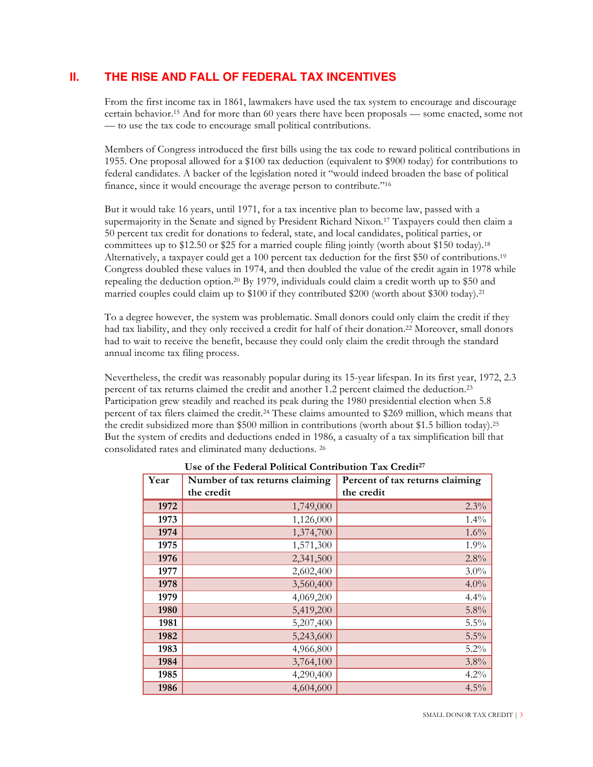## II. THE RISE AND FALL OF FEDERAL TAX INCENTIVES

From the first income tax in 1861, lawmakers have used the tax system to encourage and discourage certain behavior.[15] And for more than 60 years there have been proposals — some enacted, some not — to use the tax code to encourage small political contributions.

Members of Congress introduced the first bills using the tax code to reward political contributions in 1955. One proposal allowed for a $100 tax deduction (equivalent to $900 today) for contributions to federal candidates. A backer of the legislation noted it "would indeed broaden the base of political finance, since it would encourage the average person to contribute."[16]

But it would take 16 years, until 1971, for a tax incentive plan to become law, passed with a supermajority in the Senate and signed by President Richard Nixon.[17] Taxpayers could then claim a 50 percent tax credit for donations to federal, state, and local candidates, political parties, or committees up to $12.50 or $25 for a married couple filing jointly (worth about $150 today).[18] Alternatively, a taxpayer could get a 100 percent tax deduction for the first $50 of contributions.[19] Congress doubled these values in 1974, and then doubled the value of the credit again in 1978 while repealing the deduction option.[20] By 1979, individuals could claim a credit worth up to $50 and married couples could claim up to $100 if they contributed $200 (worth about $300 today).[21]

To a degree however, the system was problematic. Small donors could only claim the credit if they had tax liability, and they only received a credit for half of their donation.[22] Moreover, small donors had to wait to receive the benefit, because they could only claim the credit through the standard annual income tax filing process.

Nevertheless, the credit was reasonably popular during its 15-year lifespan. In its first year, 1972, 2.3 percent of tax returns claimed the credit and another 1.2 percent claimed the deduction.[23] Participation grew steadily and reached its peak during the 1980 presidential election when 5.8 percent of tax filers claimed the credit.[24] These claims amounted to $269 million, which means that the credit subsidized more than $500 million in contributions (worth about $1.5 billion today).[25] But the system of credits and deductions ended in 1986, a casualty of a tax simplification bill that consolidated rates and eliminated many deductions.[26]

**Use of the Federal Political Contribution Tax Credit[27]**

| Year | Number of tax returns claiming the credit | Percent of tax returns claiming the credit |
|---|---|---|
| **1972** | 1,749,000 | 2.3% |
| **1973** | 1,126,000 | 1.4% |
| **1974** | 1,374,700 | 1.6% |
| **1975** | 1,571,300 | 1.9% |
| **1976** | 2,341,500 | 2.8% |
| **1977** | 2,602,400 | 3.0% |
| **1978** | 3,560,400 | 4.0% |
| **1979** | 4,069,200 | 4.4% |
| **1980** | 5,419,200 | 5.8% |
| **1981** | 5,207,400 | 5.5% |
| **1982** | 5,243,600 | 5.5% |
| **1983** | 4,966,800 | 5.2% |
| **1984** | 3,764,100 | 3.8% |
| **1985** | 4,290,400 | 4.2% |
| **1986** | 4,604,600 | 4.5% |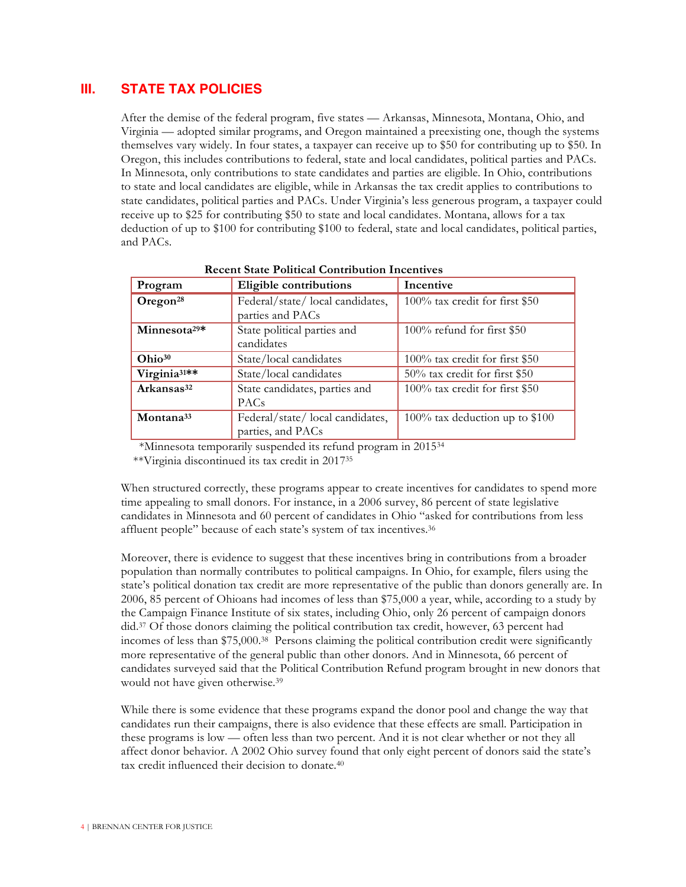## III. STATE TAX POLICIES

After the demise of the federal program, five states — Arkansas, Minnesota, Montana, Ohio, and Virginia — adopted similar programs, and Oregon maintained a preexisting one, though the systems themselves vary widely. In four states, a taxpayer can receive up to $50 for contributing up to $50. In Oregon, this includes contributions to federal, state and local candidates, political parties and PACs. In Minnesota, only contributions to state candidates and parties are eligible. In Ohio, contributions to state and local candidates are eligible, while in Arkansas the tax credit applies to contributions to state candidates, political parties and PACs. Under Virginia's less generous program, a taxpayer could receive up to $25 for contributing $50 to state and local candidates. Montana, allows for a tax deduction of up to $100 for contributing $100 to federal, state and local candidates, political parties, and PACs.

**Recent State Political Contribution Incentives**

| Program | Eligible contributions | Incentive |
|---|---|---|
| **Oregon**[28] | Federal/state/ local candidates, parties and PACs | 100% tax credit for first $50 |
| **Minnesota**[29]* | State political parties and candidates | 100% refund for first $50 |
| **Ohio**[30] | State/local candidates | 100% tax credit for first $50 |
| **Virginia**[31]** | State/local candidates | 50% tax credit for first $50 |
| **Arkansas**[32] | State candidates, parties and PACs | 100% tax credit for first $50 |
| **Montana**[33] | Federal/state/ local candidates, parties, and PACs | 100% tax deduction up to $100 |

*Minnesota temporarily suspended its refund program in 2015[34]
**Virginia discontinued its tax credit in 2017[35]

When structured correctly, these programs appear to create incentives for candidates to spend more time appealing to small donors. For instance, in a 2006 survey, 86 percent of state legislative candidates in Minnesota and 60 percent of candidates in Ohio "asked for contributions from less affluent people" because of each state's system of tax incentives.[36]

Moreover, there is evidence to suggest that these incentives bring in contributions from a broader population than normally contributes to political campaigns. In Ohio, for example, filers using the state's political donation tax credit are more representative of the public than donors generally are. In 2006, 85 percent of Ohioans had incomes of less than $75,000 a year, while, according to a study by the Campaign Finance Institute of six states, including Ohio, only 26 percent of campaign donors did.[37] Of those donors claiming the political contribution tax credit, however, 63 percent had incomes of less than $75,000.[38] Persons claiming the political contribution credit were significantly more representative of the general public than other donors. And in Minnesota, 66 percent of candidates surveyed said that the Political Contribution Refund program brought in new donors that would not have given otherwise.[39]

While there is some evidence that these programs expand the donor pool and change the way that candidates run their campaigns, there is also evidence that these effects are small. Participation in these programs is low — often less than two percent. And it is not clear whether or not they all affect donor behavior. A 2002 Ohio survey found that only eight percent of donors said the state's tax credit influenced their decision to donate.[40]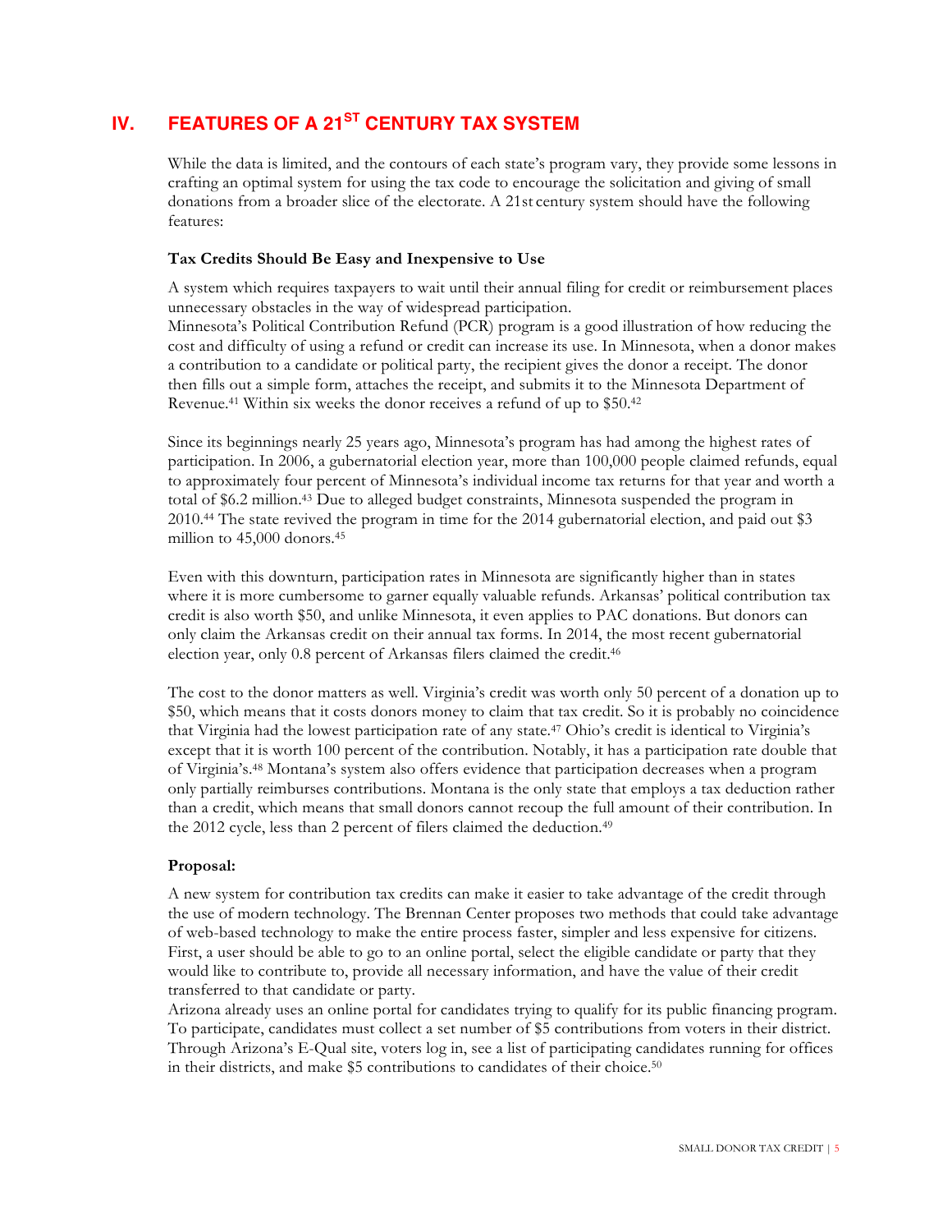## IV. FEATURES OF A 21ST CENTURY TAX SYSTEM

While the data is limited, and the contours of each state's program vary, they provide some lessons in crafting an optimal system for using the tax code to encourage the solicitation and giving of small donations from a broader slice of the electorate. A 21st century system should have the following features:

**Tax Credits Should Be Easy and Inexpensive to Use**

A system which requires taxpayers to wait until their annual filing for credit or reimbursement places unnecessary obstacles in the way of widespread participation.

Minnesota's Political Contribution Refund (PCR) program is a good illustration of how reducing the cost and difficulty of using a refund or credit can increase its use. In Minnesota, when a donor makes a contribution to a candidate or political party, the recipient gives the donor a receipt. The donor then fills out a simple form, attaches the receipt, and submits it to the Minnesota Department of Revenue.[41] Within six weeks the donor receives a refund of up to $50.[42]

Since its beginnings nearly 25 years ago, Minnesota's program has had among the highest rates of participation. In 2006, a gubernatorial election year, more than 100,000 people claimed refunds, equal to approximately four percent of Minnesota's individual income tax returns for that year and worth a total of $6.2 million.[43] Due to alleged budget constraints, Minnesota suspended the program in 2010.[44] The state revived the program in time for the 2014 gubernatorial election, and paid out $3 million to 45,000 donors.[45]

Even with this downturn, participation rates in Minnesota are significantly higher than in states where it is more cumbersome to garner equally valuable refunds. Arkansas' political contribution tax credit is also worth $50, and unlike Minnesota, it even applies to PAC donations. But donors can only claim the Arkansas credit on their annual tax forms. In 2014, the most recent gubernatorial election year, only 0.8 percent of Arkansas filers claimed the credit.[46]

The cost to the donor matters as well. Virginia's credit was worth only 50 percent of a donation up to $50, which means that it costs donors money to claim that tax credit. So it is probably no coincidence that Virginia had the lowest participation rate of any state.[47] Ohio's credit is identical to Virginia's except that it is worth 100 percent of the contribution. Notably, it has a participation rate double that of Virginia's.[48] Montana's system also offers evidence that participation decreases when a program only partially reimburses contributions. Montana is the only state that employs a tax deduction rather than a credit, which means that small donors cannot recoup the full amount of their contribution. In the 2012 cycle, less than 2 percent of filers claimed the deduction.[49]

**Proposal:**

A new system for contribution tax credits can make it easier to take advantage of the credit through the use of modern technology. The Brennan Center proposes two methods that could take advantage of web-based technology to make the entire process faster, simpler and less expensive for citizens. First, a user should be able to go to an online portal, select the eligible candidate or party that they would like to contribute to, provide all necessary information, and have the value of their credit transferred to that candidate or party.

Arizona already uses an online portal for candidates trying to qualify for its public financing program. To participate, candidates must collect a set number of $5 contributions from voters in their district. Through Arizona's E-Qual site, voters log in, see a list of participating candidates running for offices in their districts, and make $5 contributions to candidates of their choice.[50]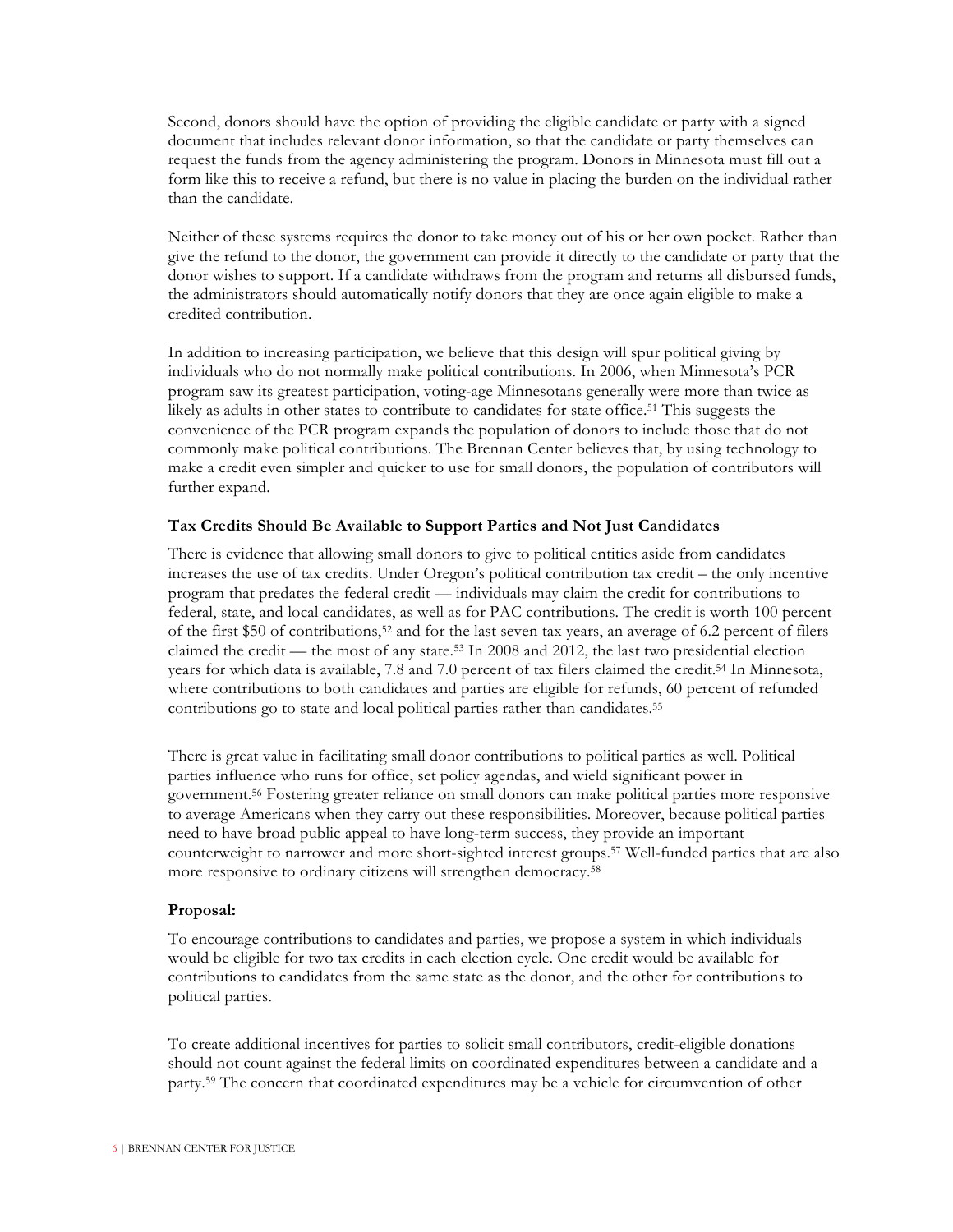Second, donors should have the option of providing the eligible candidate or party with a signed document that includes relevant donor information, so that the candidate or party themselves can request the funds from the agency administering the program. Donors in Minnesota must fill out a form like this to receive a refund, but there is no value in placing the burden on the individual rather than the candidate.

Neither of these systems requires the donor to take money out of his or her own pocket. Rather than give the refund to the donor, the government can provide it directly to the candidate or party that the donor wishes to support. If a candidate withdraws from the program and returns all disbursed funds, the administrators should automatically notify donors that they are once again eligible to make a credited contribution.

In addition to increasing participation, we believe that this design will spur political giving by individuals who do not normally make political contributions. In 2006, when Minnesota's PCR program saw its greatest participation, voting-age Minnesotans generally were more than twice as likely as adults in other states to contribute to candidates for state office.[51] This suggests the convenience of the PCR program expands the population of donors to include those that do not commonly make political contributions. The Brennan Center believes that, by using technology to make a credit even simpler and quicker to use for small donors, the population of contributors will further expand.

**Tax Credits Should Be Available to Support Parties and Not Just Candidates**

There is evidence that allowing small donors to give to political entities aside from candidates increases the use of tax credits. Under Oregon's political contribution tax credit – the only incentive program that predates the federal credit — individuals may claim the credit for contributions to federal, state, and local candidates, as well as for PAC contributions. The credit is worth 100 percent of the first $50 of contributions,[52] and for the last seven tax years, an average of 6.2 percent of filers claimed the credit.[53] In 2008 and 2012, the last two presidential election years for which data is available, 7.8 and 7.0 percent of tax filers claimed the credit.[54] In Minnesota, where contributions to both candidates and parties are eligible for refunds, 60 percent of refunded contributions go to state and local political parties rather than candidates.[55]

There is great value in facilitating small donor contributions to political parties as well. Political parties influence who runs for office, set policy agendas, and wield significant power in government.[56] Fostering greater reliance on small donors can make political parties more responsive to average Americans when they carry out these responsibilities. Moreover, because political parties need to have broad public appeal to have long-term success, they provide an important counterweight to narrower and more short-sighted interest groups.[57] Well-funded parties that are also more responsive to ordinary citizens will strengthen democracy.[58]

**Proposal:**

To encourage contributions to candidates and parties, we propose a system in which individuals would be eligible for two tax credits in each election cycle. One credit would be available for contributions to candidates from the same state as the donor, and the other for contributions to political parties.

To create additional incentives for parties to solicit small contributors, credit-eligible donations should not count against the federal limits on coordinated expenditures between a candidate and a party.[59] The concern that coordinated expenditures may be a vehicle for circumvention of other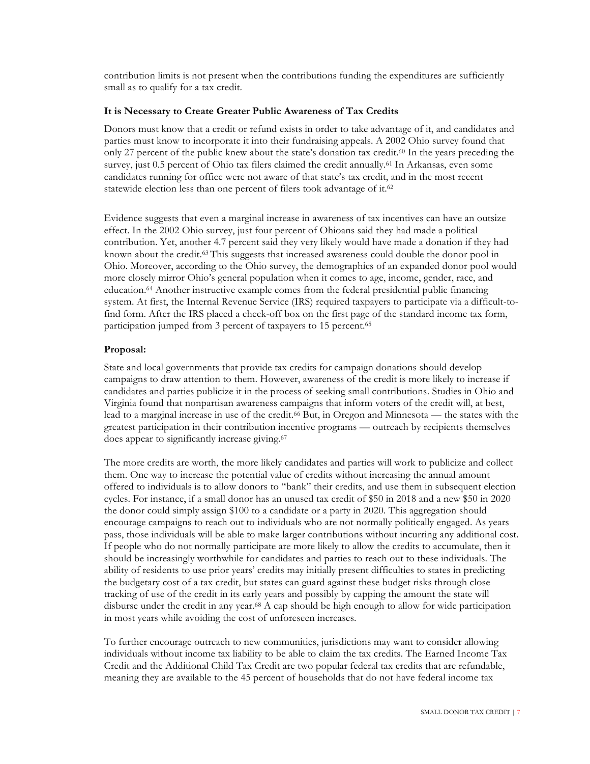contribution limits is not present when the contributions funding the expenditures are sufficiently small as to qualify for a tax credit.

### It is Necessary to Create Greater Public Awareness of Tax Credits

Donors must know that a credit or refund exists in order to take advantage of it, and candidates and parties must know to incorporate it into their fundraising appeals. A 2002 Ohio survey found that only 27 percent of the public knew about the state's donation tax credit.[60] In the years preceding the survey, just 0.5 percent of Ohio tax filers claimed the credit annually.[61] In Arkansas, even some candidates running for office were not aware of that state's tax credit, and in the most recent statewide election less than one percent of filers took advantage of it.[62]

Evidence suggests that even a marginal increase in awareness of tax incentives can have an outsize effect. In the 2002 Ohio survey, just four percent of Ohioans said they had made a political contribution. Yet, another 4.7 percent said they very likely would have made a donation if they had known about the credit.[63] This suggests that increased awareness could double the donor pool in Ohio. Moreover, according to the Ohio survey, the demographics of an expanded donor pool would more closely mirror Ohio's general population when it comes to age, income, gender, race, and education.[64] Another instructive example comes from the federal presidential public financing system. At first, the Internal Revenue Service (IRS) required taxpayers to participate via a difficult-to-find form. After the IRS placed a check-off box on the first page of the standard income tax form, participation jumped from 3 percent of taxpayers to 15 percent.[65]

### Proposal:

State and local governments that provide tax credits for campaign donations should develop campaigns to draw attention to them. However, awareness of the credit is more likely to increase if candidates and parties publicize it in the process of seeking small contributions. Studies in Ohio and Virginia found that nonpartisan awareness campaigns that inform voters of the credit will, at best, lead to a marginal increase in use of the credit.[66] But, in Oregon and Minnesota — the states with the greatest participation in their contribution incentive programs — outreach by recipients themselves does appear to significantly increase giving.[67]

The more credits are worth, the more likely candidates and parties will work to publicize and collect them. One way to increase the potential value of credits without increasing the annual amount offered to individuals is to allow donors to "bank" their credits, and use them in subsequent election cycles. For instance, if a small donor has an unused tax credit of $50 in 2018 and a new $50 in 2020 the donor could simply assign $100 to a candidate or a party in 2020. This aggregation should encourage campaigns to reach out to individuals who are not normally politically engaged. As years pass, those individuals will be able to make larger contributions without incurring any additional cost. If people who do not normally participate are more likely to allow the credits to accumulate, then it should be increasingly worthwhile for candidates and parties to reach out to these individuals. The ability of residents to use prior years' credits may initially present difficulties to states in predicting the budgetary cost of a tax credit, but states can guard against these budget risks through close tracking of use of the credit in its early years and possibly by capping the amount the state will disburse under the credit in any year.[68] A cap should be high enough to allow for wide participation in most years while avoiding the cost of unforeseen increases.

To further encourage outreach to new communities, jurisdictions may want to consider allowing individuals without income tax liability to be able to claim the tax credits. The Earned Income Tax Credit and the Additional Child Tax Credit are two popular federal tax credits that are refundable, meaning they are available to the 45 percent of households that do not have federal income tax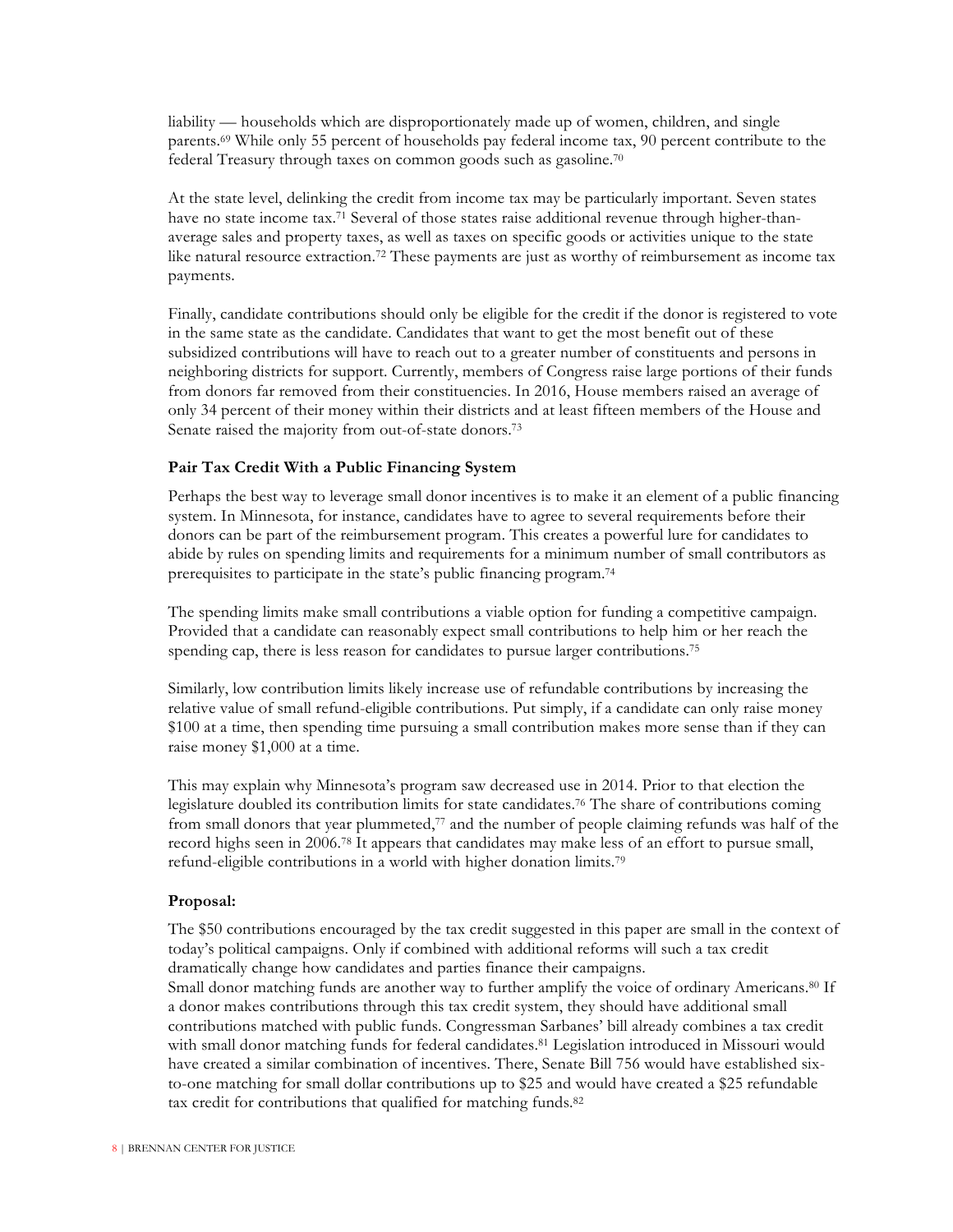liability — households which are disproportionately made up of women, children, and single parents.[69] While only 55 percent of households pay federal income tax, 90 percent contribute to the federal Treasury through taxes on common goods such as gasoline.[70]

At the state level, delinking the credit from income tax may be particularly important. Seven states have no state income tax.[71] Several of those states raise additional revenue through higher-than-average sales and property taxes, as well as taxes on specific goods or activities unique to the state like natural resource extraction.[72] These payments are just as worthy of reimbursement as income tax payments.

Finally, candidate contributions should only be eligible for the credit if the donor is registered to vote in the same state as the candidate. Candidates that want to get the most benefit out of these subsidized contributions will have to reach out to a greater number of constituents and persons in neighboring districts for support. Currently, members of Congress raise large portions of their funds from donors far removed from their constituencies. In 2016, House members raised an average of only 34 percent of their money within their districts and at least fifteen members of the House and Senate raised the majority from out-of-state donors.[73]

**Pair Tax Credit With a Public Financing System**

Perhaps the best way to leverage small donor incentives is to make it an element of a public financing system. In Minnesota, for instance, candidates have to agree to several requirements before their donors can be part of the reimbursement program. This creates a powerful lure for candidates to abide by rules on spending limits and requirements for a minimum number of small contributors as prerequisites to participate in the state's public financing program.[74]

The spending limits make small contributions a viable option for funding a competitive campaign. Provided that a candidate can reasonably expect small contributions to help him or her reach the spending cap, there is less reason for candidates to pursue larger contributions.[75]

Similarly, low contribution limits likely increase use of refundable contributions by increasing the relative value of small refund-eligible contributions. Put simply, if a candidate can only raise money $100 at a time, then spending time pursuing a small contribution makes more sense than if they can raise money $1,000 at a time.

This may explain why Minnesota's program saw decreased use in 2014. Prior to that election the legislature doubled its contribution limits for state candidates.[76] The share of contributions coming from small donors that year plummeted,[77] and the number of people claiming refunds was half of the record highs seen in 2006.[78] It appears that candidates may make less of an effort to pursue small, refund-eligible contributions in a world with higher donation limits.[79]

**Proposal:**

The $50 contributions encouraged by the tax credit suggested in this paper are small in the context of today's political campaigns. Only if combined with additional reforms will such a tax credit dramatically change how candidates and parties finance their campaigns.

Small donor matching funds are another way to further amplify the voice of ordinary Americans.[80] If a donor makes contributions through this tax credit system, they should have additional small contributions matched with public funds. Congressman Sarbanes' bill already combines a tax credit with small donor matching funds for federal candidates.[81] Legislation introduced in Missouri would have created a similar combination of incentives. There, Senate Bill 756 would have established six-to-one matching for small dollar contributions up to $25 and would have created a $25 refundable tax credit for contributions that qualified for matching funds.[82]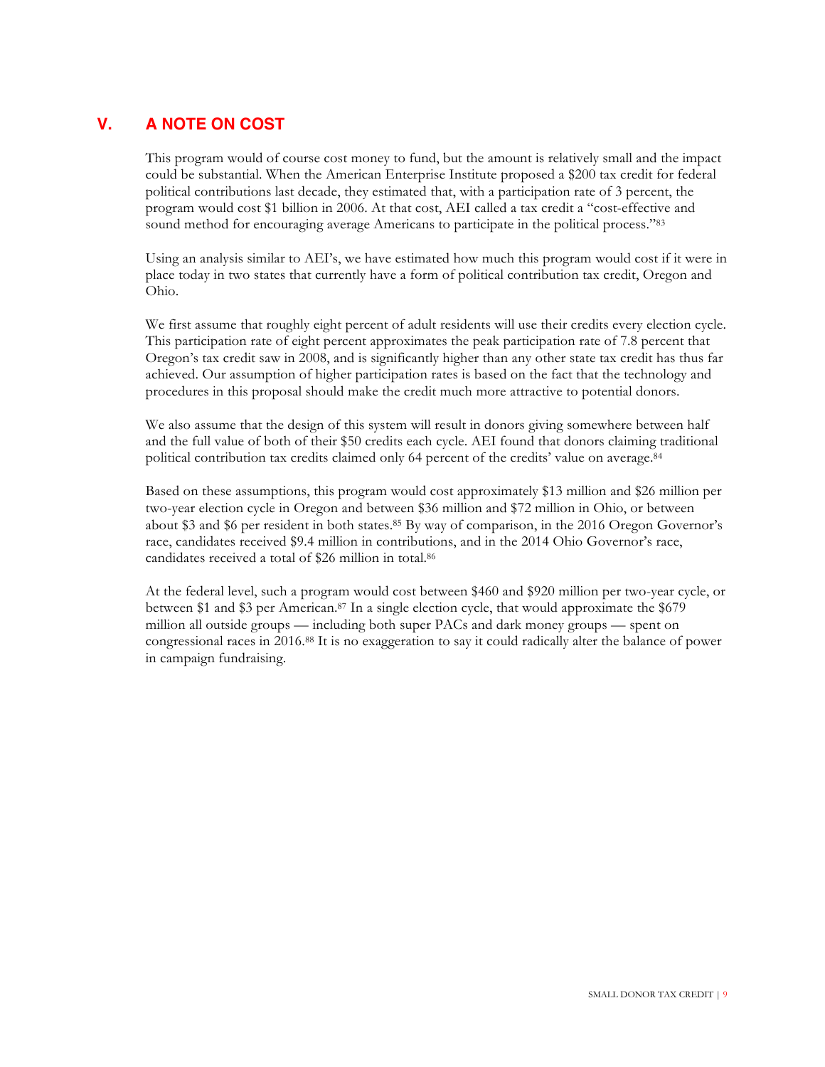## V. A NOTE ON COST

This program would of course cost money to fund, but the amount is relatively small and the impact could be substantial. When the American Enterprise Institute proposed a $200 tax credit for federal political contributions last decade, they estimated that, with a participation rate of 3 percent, the program would cost $1 billion in 2006. At that cost, AEI called a tax credit a "cost-effective and sound method for encouraging average Americans to participate in the political process."[83]

Using an analysis similar to AEI's, we have estimated how much this program would cost if it were in place today in two states that currently have a form of political contribution tax credit, Oregon and Ohio.

We first assume that roughly eight percent of adult residents will use their credits every election cycle. This participation rate of eight percent approximates the peak participation rate of 7.8 percent that Oregon's tax credit saw in 2008, and is significantly higher than any other state tax credit has thus far achieved. Our assumption of higher participation rates is based on the fact that the technology and procedures in this proposal should make the credit much more attractive to potential donors.

We also assume that the design of this system will result in donors giving somewhere between half and the full value of both of their $50 credits each cycle. AEI found that donors claiming traditional political contribution tax credits claimed only 64 percent of the credits' value on average.[84]

Based on these assumptions, this program would cost approximately $13 million and $26 million per two-year election cycle in Oregon and between $36 million and $72 million in Ohio, or between about $3 and $6 per resident in both states.[85] By way of comparison, in the 2016 Oregon Governor's race, candidates received $9.4 million in contributions, and in the 2014 Ohio Governor's race, candidates received a total of $26 million in total.[86]

At the federal level, such a program would cost between $460 and $920 million per two-year cycle, or between $1 and $3 per American.[87] In a single election cycle, that would approximate the $679 million all outside groups — including both super PACs and dark money groups — spent on congressional races in 2016.[88] It is no exaggeration to say it could radically alter the balance of power in campaign fundraising.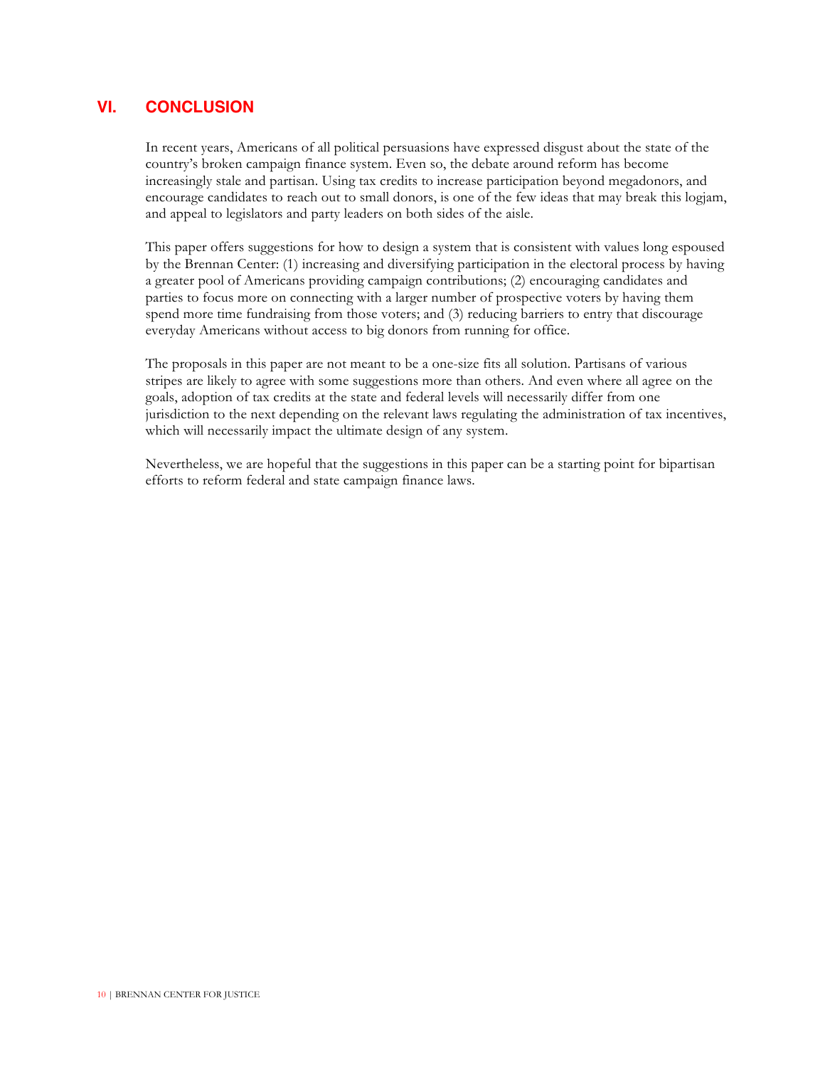## VI. CONCLUSION

In recent years, Americans of all political persuasions have expressed disgust about the state of the country's broken campaign finance system. Even so, the debate around reform has become increasingly stale and partisan. Using tax credits to increase participation beyond megadonors, and encourage candidates to reach out to small donors, is one of the few ideas that may break this logjam, and appeal to legislators and party leaders on both sides of the aisle.

This paper offers suggestions for how to design a system that is consistent with values long espoused by the Brennan Center: (1) increasing and diversifying participation in the electoral process by having a greater pool of Americans providing campaign contributions; (2) encouraging candidates and parties to focus more on connecting with a larger number of prospective voters by having them spend more time fundraising from those voters; and (3) reducing barriers to entry that discourage everyday Americans without access to big donors from running for office.

The proposals in this paper are not meant to be a one-size fits all solution. Partisans of various stripes are likely to agree with some suggestions more than others. And even where all agree on the goals, adoption of tax credits at the state and federal levels will necessarily differ from one jurisdiction to the next depending on the relevant laws regulating the administration of tax incentives, which will necessarily impact the ultimate design of any system.

Nevertheless, we are hopeful that the suggestions in this paper can be a starting point for bipartisan efforts to reform federal and state campaign finance laws.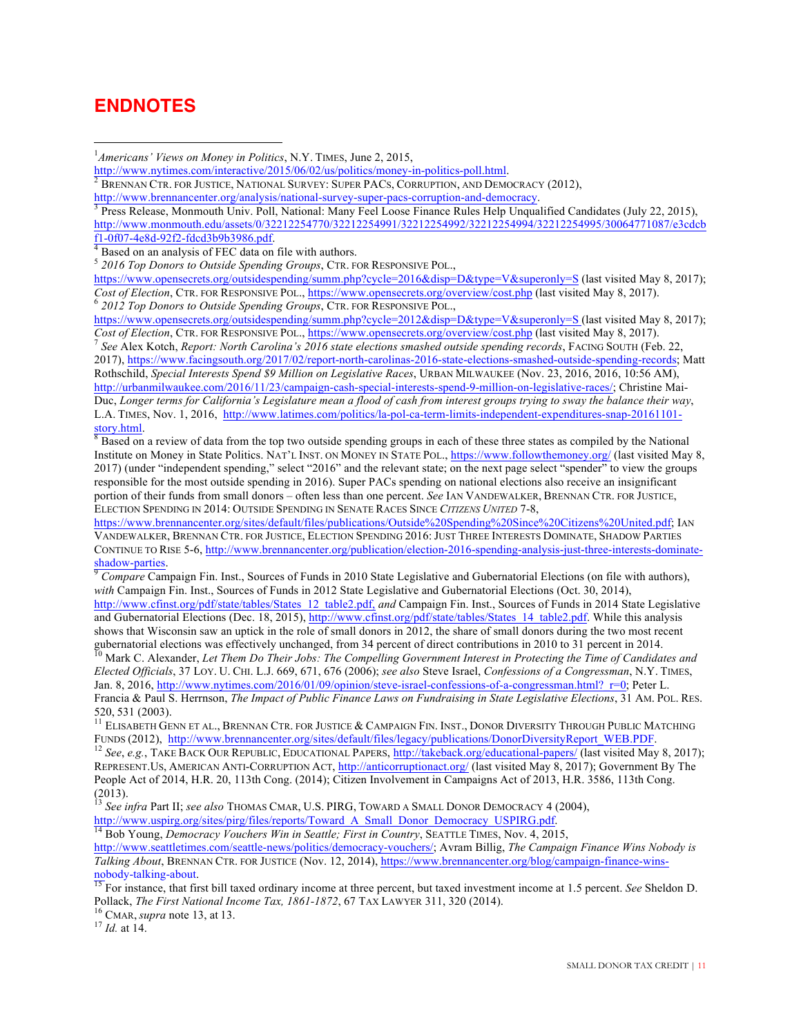# ENDNOTES

[1] *Americans' Views on Money in Politics*, N.Y. TIMES, June 2, 2015, http://www.nytimes.com/interactive/2015/06/02/us/politics/money-in-politics-poll.html.

[2] BRENNAN CTR. FOR JUSTICE, NATIONAL SURVEY: SUPER PACS, CORRUPTION, AND DEMOCRACY (2012), http://www.brennancenter.org/analysis/national-survey-super-pacs-corruption-and-democracy.

[3] Press Release, Monmouth Univ. Poll, National: Many Feel Loose Finance Rules Help Unqualified Candidates (July 22, 2015), http://www.monmouth.edu/assets/0/32212254770/32212254991/32212254992/32212254994/32212254995/30064771087/e3cdcbf1-0f07-4e8d-92f2-fdcd3b9b3986.pdf.

[4] Based on an analysis of FEC data on file with authors.

[5] *2016 Top Donors to Outside Spending Groups*, CTR. FOR RESPONSIVE POL., https://www.opensecrets.org/outsidespending/summ.php?cycle=2016&disp=D&type=V&superonly=S (last visited May 8, 2017); *Cost of Election*, CTR. FOR RESPONSIVE POL., https://www.opensecrets.org/overview/cost.php (last visited May 8, 2017).

[6] *2012 Top Donors to Outside Spending Groups*, CTR. FOR RESPONSIVE POL., https://www.opensecrets.org/outsidespending/summ.php?cycle=2012&disp=D&type=V&superonly=S (last visited May 8, 2017); *Cost of Election*, CTR. FOR RESPONSIVE POL., https://www.opensecrets.org/overview/cost.php (last visited May 8, 2017).

[7] *See* Alex Kotch, *Report: North Carolina's 2016 state elections smashed outside spending records*, FACING SOUTH (Feb. 22, 2017), https://www.facingsouth.org/2017/02/report-north-carolinas-2016-state-elections-smashed-outside-spending-records; Matt Rothschild, *Special Interests Spend $9 Million on Legislative Races*, URBAN MILWAUKEE (Nov. 23, 2016, 2016, 10:56 AM), http://urbanmilwaukee.com/2016/11/23/campaign-cash-special-interests-spend-9-million-on-legislative-races/; Christine Mai-Duc, *Longer terms for California's Legislature mean a flood of cash from interest groups trying to sway the balance their way*, L.A. TIMES, Nov. 1, 2016, http://www.latimes.com/politics/la-pol-ca-term-limits-independent-expenditures-snap-20161101-story.html.

[8] Based on a review of data from the top two outside spending groups in each of these three states as compiled by the National Institute on Money in State Politics. NAT'L INST. ON MONEY IN STATE POL., https://www.followthemoney.org/ (last visited May 8, 2017) (under "independent spending," select "2016" and the relevant state; on the next page select "spender" to view the groups responsible for the most outside spending in 2016). Super PACs spending on national elections also receive an insignificant portion of their funds from small donors – often less than one percent. *See* IAN VANDEWALKER, BRENNAN CTR. FOR JUSTICE, ELECTION SPENDING IN 2014: OUTSIDE SPENDING IN SENATE RACES SINCE *CITIZENS UNITED* 7-8, https://www.brennancenter.org/sites/default/files/publications/Outside%20Spending%20Since%20Citizens%20United.pdf; IAN VANDEWALKER, BRENNAN CTR. FOR JUSTICE, ELECTION SPENDING 2016: JUST THREE INTERESTS DOMINATE, SHADOW PARTIES CONTINUE TO RISE 5-6, http://www.brennancenter.org/publication/election-2016-spending-analysis-just-three-interests-dominate-shadow-parties.

[9] *Compare* Campaign Fin. Inst., Sources of Funds in 2010 State Legislative and Gubernatorial Elections (on file with authors), *with* Campaign Fin. Inst., Sources of Funds in 2012 State Legislative and Gubernatorial Elections (Oct. 30, 2014), http://www.cfinst.org/pdf/state/tables/States_12_table2.pdf, *and* Campaign Fin. Inst., Sources of Funds in 2014 State Legislative and Gubernatorial Elections (Dec. 18, 2015), http://www.cfinst.org/pdf/state/tables/States_14_table2.pdf. While this analysis shows that Wisconsin saw an uptick in the role of small donors in 2012, the share of small donors during the two most recent gubernatorial elections was effectively unchanged, from 34 percent of direct contributions in 2010 to 31 percent in 2014.

[10] Mark C. Alexander, *Let Them Do Their Jobs: The Compelling Government Interest in Protecting the Time of Candidates and Elected Officials*, 37 LOY. U. CHI. L.J. 669, 671, 676 (2006); *see also* Steve Israel, *Confessions of a Congressman*, N.Y. TIMES, Jan. 8, 2016, http://www.nytimes.com/2016/01/09/opinion/steve-israel-confessions-of-a-congressman.html?_r=0; Peter L. Francia & Paul S. Herrnson, *The Impact of Public Finance Laws on Fundraising in State Legislative Elections*, 31 AM. POL. RES. 520, 531 (2003).

[11] ELISABETH GENN ET AL., BRENNAN CTR. FOR JUSTICE & CAMPAIGN FIN. INST., DONOR DIVERSITY THROUGH PUBLIC MATCHING FUNDS (2012), http://www.brennancenter.org/sites/default/files/legacy/publications/DonorDiversityReport_WEB.PDF.

[12] *See, e.g.*, TAKE BACK OUR REPUBLIC, EDUCATIONAL PAPERS, http://takeback.org/educational-papers/ (last visited May 8, 2017); REPRESENT.US, AMERICAN ANTI-CORRUPTION ACT, http://anticorruptionact.org/ (last visited May 8, 2017); Government By The People Act of 2014, H.R. 20, 113th Cong. (2014); Citizen Involvement in Campaigns Act of 2013, H.R. 3586, 113th Cong. (2013).

[13] *See infra* Part II; *see also* THOMAS CMAR, U.S. PIRG, TOWARD A SMALL DONOR DEMOCRACY 4 (2004), http://www.uspirg.org/sites/pirg/files/reports/Toward_A_Small_Donor_Democracy_USPIRG.pdf.

[14] Bob Young, *Democracy Vouchers Win in Seattle; First in Country*, SEATTLE TIMES, Nov. 4, 2015, http://www.seattletimes.com/seattle-news/politics/democracy-vouchers/; Avram Billig, *The Campaign Finance Wins Nobody is Talking About*, BRENNAN CTR. FOR JUSTICE (Nov. 12, 2014), https://www.brennancenter.org/blog/campaign-finance-wins-nobody-talking-about.

[15] For instance, that first bill taxed ordinary income at three percent, but taxed investment income at 1.5 percent. *See* Sheldon D. Pollack, *The First National Income Tax, 1861-1872*, 67 TAX LAWYER 311, 320 (2014).

[16] CMAR, *supra* note 13, at 13.

[17] *Id.* at 14.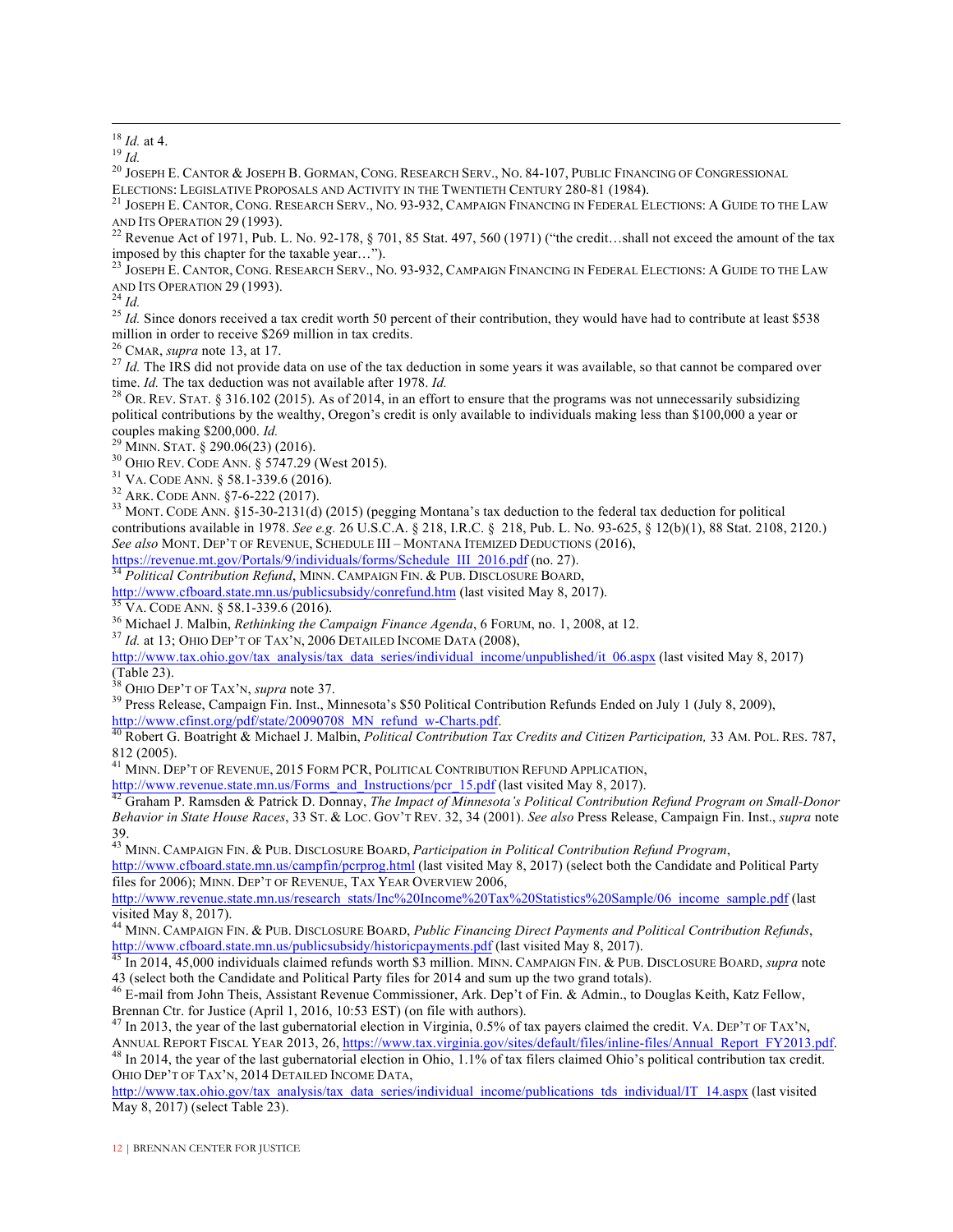[18] *Id.* at 4.

[19] *Id.*

[20] JOSEPH E. CANTOR & JOSEPH B. GORMAN, CONG. RESEARCH SERV., NO. 84-107, PUBLIC FINANCING OF CONGRESSIONAL ELECTIONS: LEGISLATIVE PROPOSALS AND ACTIVITY IN THE TWENTIETH CENTURY 280-81 (1984).

[21] JOSEPH E. CANTOR, CONG. RESEARCH SERV., NO. 93-932, CAMPAIGN FINANCING IN FEDERAL ELECTIONS: A GUIDE TO THE LAW AND ITS OPERATION 29 (1993).

[22] Revenue Act of 1971, Pub. L. No. 92-178, § 701, 85 Stat. 497, 560 (1971) ("the credit…shall not exceed the amount of the tax imposed by this chapter for the taxable year…").

[23] JOSEPH E. CANTOR, CONG. RESEARCH SERV., NO. 93-932, CAMPAIGN FINANCING IN FEDERAL ELECTIONS: A GUIDE TO THE LAW AND ITS OPERATION 29 (1993).

[24] *Id.*

[25] *Id.* Since donors received a tax credit worth 50 percent of their contribution, they would have had to contribute at least $538 million in order to receive $269 million in tax credits.

[26] CMAR, *supra* note 13, at 17.

[27] *Id.* The IRS did not provide data on use of the tax deduction in some years it was available, so that cannot be compared over time. *Id.* The tax deduction was not available after 1978. *Id.*

[28] OR. REV. STAT. § 316.102 (2015). As of 2014, in an effort to ensure that the programs was not unnecessarily subsidizing political contributions by the wealthy, Oregon's credit is only available to individuals making less than $100,000 a year or couples making $200,000. *Id.*

[29] MINN. STAT. § 290.06(23) (2016).

[30] OHIO REV. CODE ANN. § 5747.29 (West 2015).

[31] VA. CODE ANN. § 58.1-339.6 (2016).

[32] ARK. CODE ANN. §7-6-222 (2017).

[33] MONT. CODE ANN. §15-30-2131(d) (2015) (pegging Montana's tax deduction to the federal tax deduction for political contributions available in 1978. *See e.g.* 26 U.S.C.A. § 218, I.R.C. § 218, Pub. L. No. 93-625, § 12(b)(1), 88 Stat. 2108, 2120.) *See also* MONT. DEP'T OF REVENUE, SCHEDULE III – MONTANA ITEMIZED DEDUCTIONS (2016), https://revenue.mt.gov/Portals/9/individuals/forms/Schedule_III_2016.pdf (no. 27).

[34] *Political Contribution Refund*, MINN. CAMPAIGN FIN. & PUB. DISCLOSURE BOARD, http://www.cfboard.state.mn.us/publicsubsidy/conrefund.htm (last visited May 8, 2017).

[35] VA. CODE ANN. § 58.1-339.6 (2016).

[36] Michael J. Malbin, *Rethinking the Campaign Finance Agenda*, 6 FORUM, no. 1, 2008, at 12.

[37] *Id.* at 13; OHIO DEP'T OF TAX'N, 2006 DETAILED INCOME DATA (2008), http://www.tax.ohio.gov/tax_analysis/tax_data_series/individual_income/unpublished/it_06.aspx (last visited May 8, 2017) (Table 23).

[38] OHIO DEP'T OF TAX'N, *supra* note 37.

[39] Press Release, Campaign Fin. Inst., Minnesota's $50 Political Contribution Refunds Ended on July 1 (July 8, 2009), http://www.cfinst.org/pdf/state/20090708_MN_refund_w-Charts.pdf.

[40] Robert G. Boatright & Michael J. Malbin, *Political Contribution Tax Credits and Citizen Participation,* 33 AM. POL. RES. 787, 812 (2005).

[41] MINN. DEP'T OF REVENUE, 2015 FORM PCR, POLITICAL CONTRIBUTION REFUND APPLICATION, http://www.revenue.state.mn.us/Forms_and_Instructions/pcr_15.pdf (last visited May 8, 2017).

[42] Graham P. Ramsden & Patrick D. Donnay, *The Impact of Minnesota's Political Contribution Refund Program on Small-Donor Behavior in State House Races*, 33 ST. & LOC. GOV'T REV. 32, 34 (2001). *See also* Press Release, Campaign Fin. Inst., *supra* note 39.

[43] MINN. CAMPAIGN FIN. & PUB. DISCLOSURE BOARD, *Participation in Political Contribution Refund Program*, http://www.cfboard.state.mn.us/campfin/pcrprog.html (last visited May 8, 2017) (select both the Candidate and Political Party files for 2006); MINN. DEP'T OF REVENUE, TAX YEAR OVERVIEW 2006, http://www.revenue.state.mn.us/research_stats/Inc%20Income%20Tax%20Statistics%20Sample/06_income_sample.pdf (last visited May 8, 2017).

[44] MINN. CAMPAIGN FIN. & PUB. DISCLOSURE BOARD, *Public Financing Direct Payments and Political Contribution Refunds*, http://www.cfboard.state.mn.us/publicsubsidy/historicpayments.pdf (last visited May 8, 2017).

[45] In 2014, 45,000 individuals claimed refunds worth $3 million. MINN. CAMPAIGN FIN. & PUB. DISCLOSURE BOARD, *supra* note 43 (select both the Candidate and Political Party files for 2014 and sum up the two grand totals).

[46] E-mail from John Theis, Assistant Revenue Commissioner, Ark. Dep't of Fin. & Admin., to Douglas Keith, Katz Fellow, Brennan Ctr. for Justice (April 1, 2016, 10:53 EST) (on file with authors).

[47] In 2013, the year of the last gubernatorial election in Virginia, 0.5% of tax payers claimed the credit. VA. DEP'T OF TAX'N, ANNUAL REPORT FISCAL YEAR 2013, 26, https://www.tax.virginia.gov/sites/default/files/inline-files/Annual_Report_FY2013.pdf.

[48] In 2014, the year of the last gubernatorial election in Ohio, 1.1% of tax filers claimed Ohio's political contribution tax credit. OHIO DEP'T OF TAX'N, 2014 DETAILED INCOME DATA, http://www.tax.ohio.gov/tax_analysis/tax_data_series/individual_income/publications_tds_individual/IT_14.aspx (last visited May 8, 2017) (select Table 23).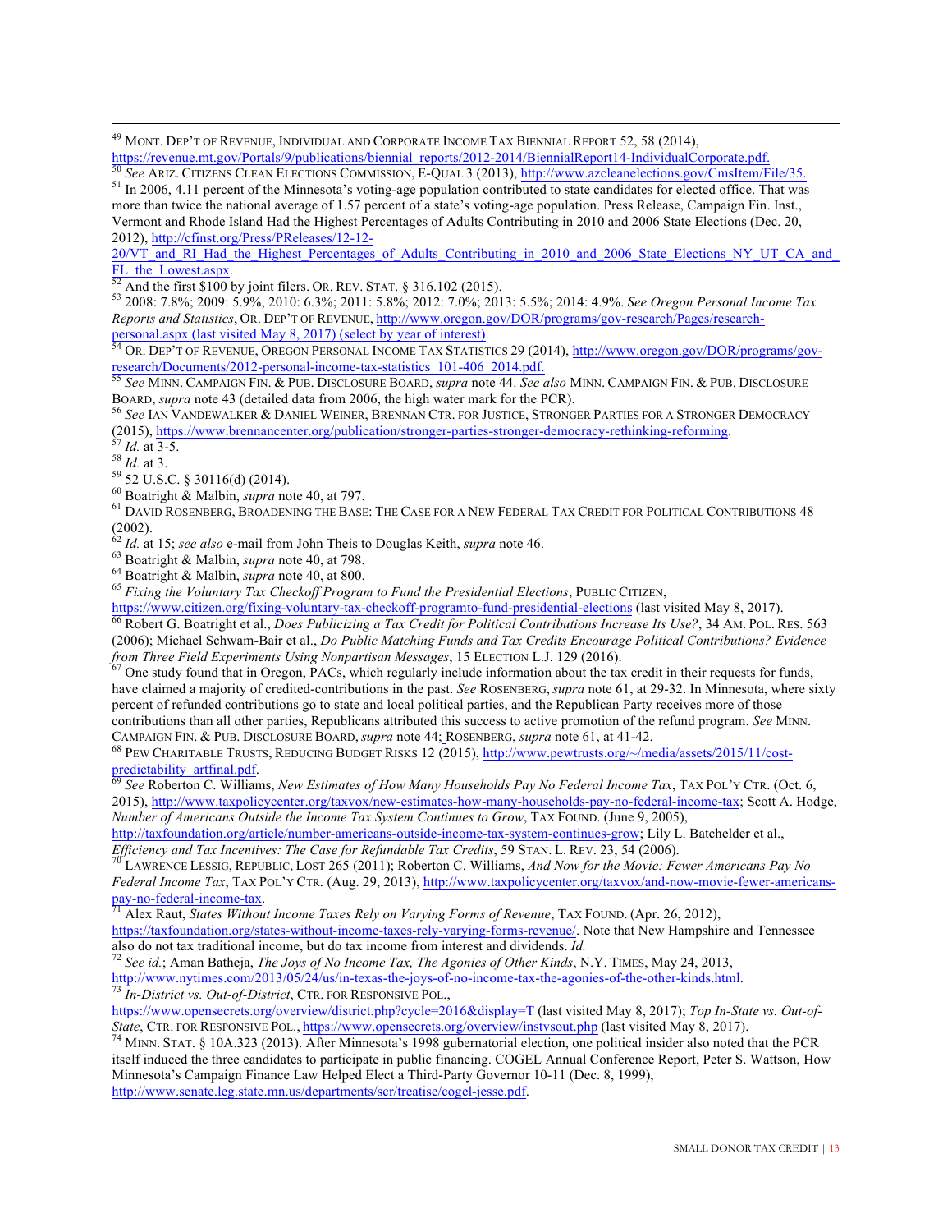[49] MONT. DEP'T OF REVENUE, INDIVIDUAL AND CORPORATE INCOME TAX BIENNIAL REPORT 52, 58 (2014), https://revenue.mt.gov/Portals/9/publications/biennial_reports/2012-2014/BiennialReport14-IndividualCorporate.pdf.

[50] *See* ARIZ. CITIZENS CLEAN ELECTIONS COMMISSION, E-QUAL 3 (2013), http://www.azcleanelections.gov/CmsItem/File/35.

[51] In 2006, 4.11 percent of the Minnesota's voting-age population contributed to state candidates for elected office. That was more than twice the national average of 1.57 percent of a state's voting-age population. Press Release, Campaign Fin. Inst., Vermont and Rhode Island Had the Highest Percentages of Adults Contributing in 2010 and 2006 State Elections (Dec. 20, 2012), http://cfinst.org/Press/PReleases/12-12-20/VT_and_RI_Had_the_Highest_Percentages_of_Adults_Contributing_in_2010_and_2006_State_Elections_NY_UT_CA_and_FL_the_Lowest.aspx.

[52] And the first $100 by joint filers. OR. REV. STAT. § 316.102 (2015).

[53] 2008: 7.8%; 2009: 5.9%, 2010: 6.3%; 2011: 5.8%; 2012: 7.0%; 2013: 5.5%; 2014: 4.9%. *See Oregon Personal Income Tax Reports and Statistics*, OR. DEP'T OF REVENUE, http://www.oregon.gov/DOR/programs/gov-research/Pages/research-personal.aspx (last visited May 8, 2017) (select by year of interest).

[54] OR. DEP'T OF REVENUE, OREGON PERSONAL INCOME TAX STATISTICS 29 (2014), http://www.oregon.gov/DOR/programs/gov-research/Documents/2012-personal-income-tax-statistics_101-406_2014.pdf.

[55] *See* MINN. CAMPAIGN FIN. & PUB. DISCLOSURE BOARD, *supra* note 44. *See also* MINN. CAMPAIGN FIN. & PUB. DISCLOSURE BOARD, *supra* note 43 (detailed data from 2006, the high water mark for the PCR).

[56] *See* IAN VANDEWALKER & DANIEL WEINER, BRENNAN CTR. FOR JUSTICE, STRONGER PARTIES FOR A STRONGER DEMOCRACY (2015), https://www.brennancenter.org/publication/stronger-parties-stronger-democracy-rethinking-reforming.

[57] *Id.* at 3-5.

[58] *Id.* at 3.

[59] 52 U.S.C. § 30116(d) (2014).

[60] Boatright & Malbin, *supra* note 40, at 797.

[61] DAVID ROSENBERG, BROADENING THE BASE: THE CASE FOR A NEW FEDERAL TAX CREDIT FOR POLITICAL CONTRIBUTIONS 48 (2002).

[62] *Id.* at 15; *see also* e-mail from John Theis to Douglas Keith, *supra* note 46.

[63] Boatright & Malbin, *supra* note 40, at 798.

[64] Boatright & Malbin, *supra* note 40, at 800.

[65] *Fixing the Voluntary Tax Checkoff Program to Fund the Presidential Elections*, PUBLIC CITIZEN, https://www.citizen.org/fixing-voluntary-tax-checkoff-programto-fund-presidential-elections (last visited May 8, 2017).

[66] Robert G. Boatright et al., *Does Publicizing a Tax Credit for Political Contributions Increase Its Use?*, 34 AM. POL. RES. 563 (2006); Michael Schwam-Bair et al., *Do Public Matching Funds and Tax Credits Encourage Political Contributions? Evidence from Three Field Experiments Using Nonpartisan Messages*, 15 ELECTION L.J. 129 (2016).

[67] One study found that in Oregon, PACs, which regularly include information about the tax credit in their requests for funds, have claimed a majority of credited-contributions in the past. *See* ROSENBERG, *supra* note 61, at 29-32. In Minnesota, where sixty percent of refunded contributions go to state and local political parties, and the Republican Party receives more of those contributions than all other parties, Republicans attributed this success to active promotion of the refund program. *See* MINN. CAMPAIGN FIN. & PUB. DISCLOSURE BOARD, *supra* note 44; ROSENBERG, *supra* note 61, at 41-42.

[68] PEW CHARITABLE TRUSTS, REDUCING BUDGET RISKS 12 (2015), http://www.pewtrusts.org/~/media/assets/2015/11/cost-predictability_artfinal.pdf.

[69] *See* Roberton C. Williams, *New Estimates of How Many Households Pay No Federal Income Tax*, TAX POL'Y CTR. (Oct. 6, 2015), http://www.taxpolicycenter.org/taxvox/new-estimates-how-many-households-pay-no-federal-income-tax; Scott A. Hodge, *Number of Americans Outside the Income Tax System Continues to Grow*, TAX FOUND. (June 9, 2005), http://taxfoundation.org/article/number-americans-outside-income-tax-system-continues-grow; Lily L. Batchelder et al., *Efficiency and Tax Incentives: The Case for Refundable Tax Credits*, 59 STAN. L. REV. 23, 54 (2006).

[70] LAWRENCE LESSIG, REPUBLIC, LOST 265 (2011); Roberton C. Williams, *And Now for the Movie: Fewer Americans Pay No Federal Income Tax*, TAX POL'Y CTR. (Aug. 29, 2013), http://www.taxpolicycenter.org/taxvox/and-now-movie-fewer-americans-pay-no-federal-income-tax.

[71] Alex Raut, *States Without Income Taxes Rely on Varying Forms of Revenue*, TAX FOUND. (Apr. 26, 2012), https://taxfoundation.org/states-without-income-taxes-rely-varying-forms-revenue/. Note that New Hampshire and Tennessee also do not tax traditional income, but do tax income from interest and dividends. *Id.*

[72] *See id.*; Aman Batheja, *The Joys of No Income Tax, The Agonies of Other Kinds*, N.Y. TIMES, May 24, 2013, http://www.nytimes.com/2013/05/24/us/in-texas-the-joys-of-no-income-tax-the-agonies-of-the-other-kinds.html.

[73] *In-District vs. Out-of-District*, CTR. FOR RESPONSIVE POL., https://www.opensecrets.org/overview/district.php?cycle=2016&display=T (last visited May 8, 2017); *Top In-State vs. Out-of-State*, CTR. FOR RESPONSIVE POL., https://www.opensecrets.org/overview/instvsout.php (last visited May 8, 2017).

[74] MINN. STAT. § 10A.323 (2013). After Minnesota's 1998 gubernatorial election, one political insider also noted that the PCR itself induced the three candidates to participate in public financing. COGEL Annual Conference Report, Peter S. Wattson, How Minnesota's Campaign Finance Law Helped Elect a Third-Party Governor 10-11 (Dec. 8, 1999), http://www.senate.leg.state.mn.us/departments/scr/treatise/cogel-jesse.pdf.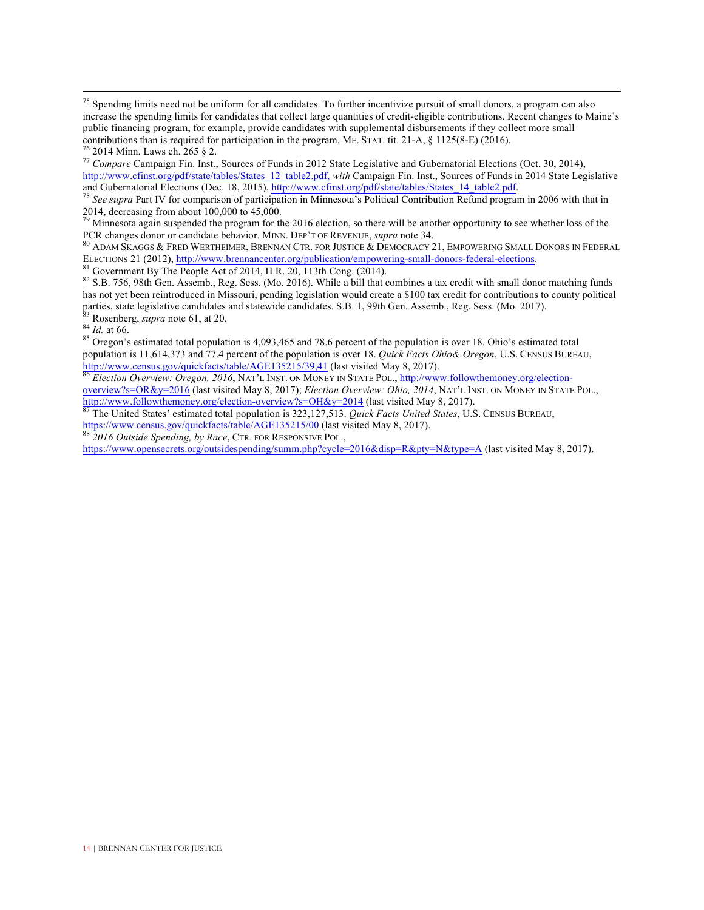[75] Spending limits need not be uniform for all candidates. To further incentivize pursuit of small donors, a program can also increase the spending limits for candidates that collect large quantities of credit-eligible contributions. Recent changes to Maine's public financing program, for example, provide candidates with supplemental disbursements if they collect more small contributions than is required for participation in the program. ME. STAT. tit. 21-A, § 1125(8-E) (2016).

[76] 2014 Minn. Laws ch. 265 § 2.

[77] *Compare* Campaign Fin. Inst., Sources of Funds in 2012 State Legislative and Gubernatorial Elections (Oct. 30, 2014), http://www.cfinst.org/pdf/state/tables/States_12_table2.pdf, *with* Campaign Fin. Inst., Sources of Funds in 2014 State Legislative and Gubernatorial Elections (Dec. 18, 2015), http://www.cfinst.org/pdf/state/tables/States_14_table2.pdf.

[78] *See supra* Part IV for comparison of participation in Minnesota's Political Contribution Refund program in 2006 with that in 2014, decreasing from about 100,000 to 45,000.

[79] Minnesota again suspended the program for the 2016 election, so there will be another opportunity to see whether loss of the PCR changes donor or candidate behavior. MINN. DEP'T OF REVENUE, *supra* note 34.

[80] ADAM SKAGGS & FRED WERTHEIMER, BRENNAN CTR. FOR JUSTICE & DEMOCRACY 21, EMPOWERING SMALL DONORS IN FEDERAL ELECTIONS 21 (2012), http://www.brennancenter.org/publication/empowering-small-donors-federal-elections.

[81] Government By The People Act of 2014, H.R. 20, 113th Cong. (2014).

[82] S.B. 756, 98th Gen. Assemb., Reg. Sess. (Mo. 2016). While a bill that combines a tax credit with small donor matching funds has not yet been reintroduced in Missouri, pending legislation would create a $100 tax credit for contributions to county political parties, state legislative candidates and statewide candidates. S.B. 1, 99th Gen. Assemb., Reg. Sess. (Mo. 2017).

[83] Rosenberg, *supra* note 61, at 20.

[84] *Id.* at 66.

[85] Oregon's estimated total population is 4,093,465 and 78.6 percent of the population is over 18. Ohio's estimated total population is 11,614,373 and 77.4 percent of the population is over 18. *Quick Facts Ohio& Oregon*, U.S. CENSUS BUREAU, http://www.census.gov/quickfacts/table/AGE135215/39,41 (last visited May 8, 2017).

[86] *Election Overview: Oregon, 2016*, NAT'L INST. ON MONEY IN STATE POL., http://www.followthemoney.org/election-overview?s=OR&y=2016 (last visited May 8, 2017); *Election Overview: Ohio, 2014*, NAT'L INST. ON MONEY IN STATE POL., http://www.followthemoney.org/election-overview?s=OH&y=2014 (last visited May 8, 2017).

[87] The United States' estimated total population is 323,127,513. *Quick Facts United States*, U.S. CENSUS BUREAU, https://www.census.gov/quickfacts/table/AGE135215/00 (last visited May 8, 2017).

[88] *2016 Outside Spending, by Race*, CTR. FOR RESPONSIVE POL., https://www.opensecrets.org/outsidespending/summ.php?cycle=2016&disp=R&pty=N&type=A (last visited May 8, 2017).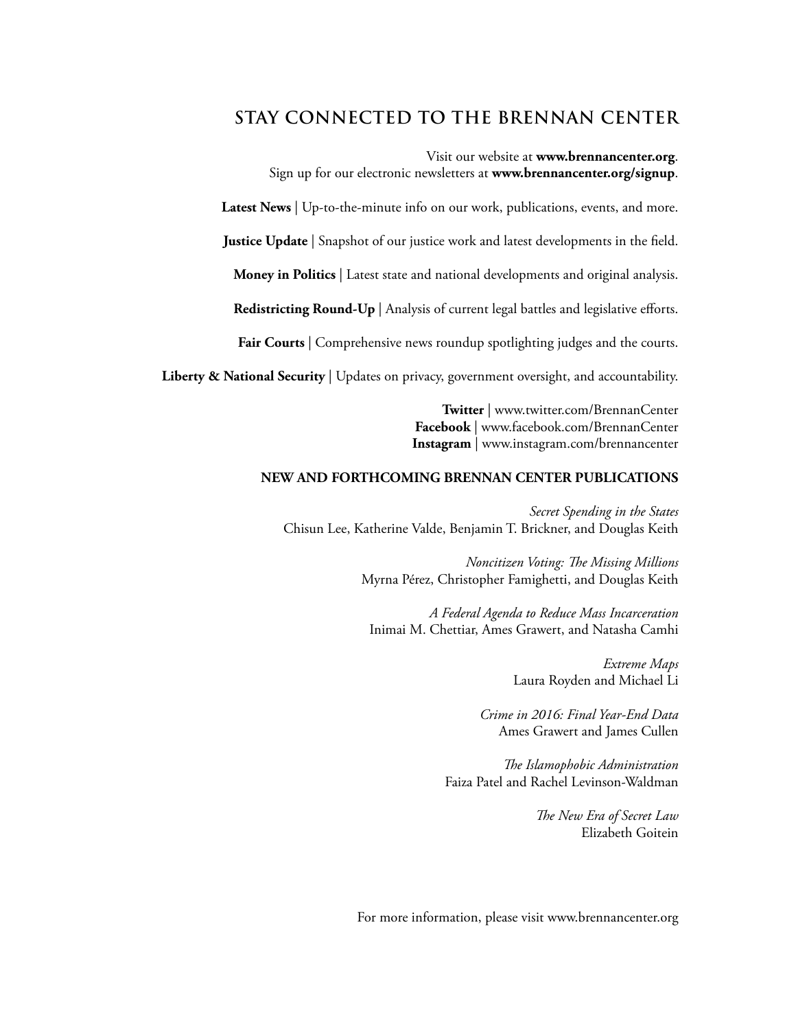## STAY CONNECTED TO THE BRENNAN CENTER

Visit our website at **www.brennancenter.org**.
Sign up for our electronic newsletters at **www.brennancenter.org/signup**.

**Latest News** | Up-to-the-minute info on our work, publications, events, and more.

**Justice Update** | Snapshot of our justice work and latest developments in the field.

**Money in Politics** | Latest state and national developments and original analysis.

**Redistricting Round-Up** | Analysis of current legal battles and legislative efforts.

**Fair Courts** | Comprehensive news roundup spotlighting judges and the courts.

**Liberty & National Security** | Updates on privacy, government oversight, and accountability.

**Twitter** | www.twitter.com/BrennanCenter
**Facebook** | www.facebook.com/BrennanCenter
**Instagram** | www.instagram.com/brennancenter

**NEW AND FORTHCOMING BRENNAN CENTER PUBLICATIONS**

*Secret Spending in the States*
Chisun Lee, Katherine Valde, Benjamin T. Brickner, and Douglas Keith

*Noncitizen Voting: The Missing Millions*
Myrna Pérez, Christopher Famighetti, and Douglas Keith

*A Federal Agenda to Reduce Mass Incarceration*
Inimai M. Chettiar, Ames Grawert, and Natasha Camhi

*Extreme Maps*
Laura Royden and Michael Li

*Crime in 2016: Final Year-End Data*
Ames Grawert and James Cullen

*The Islamophobic Administration*
Faiza Patel and Rachel Levinson-Waldman

*The New Era of Secret Law*
Elizabeth Goitein

For more information, please visit www.brennancenter.org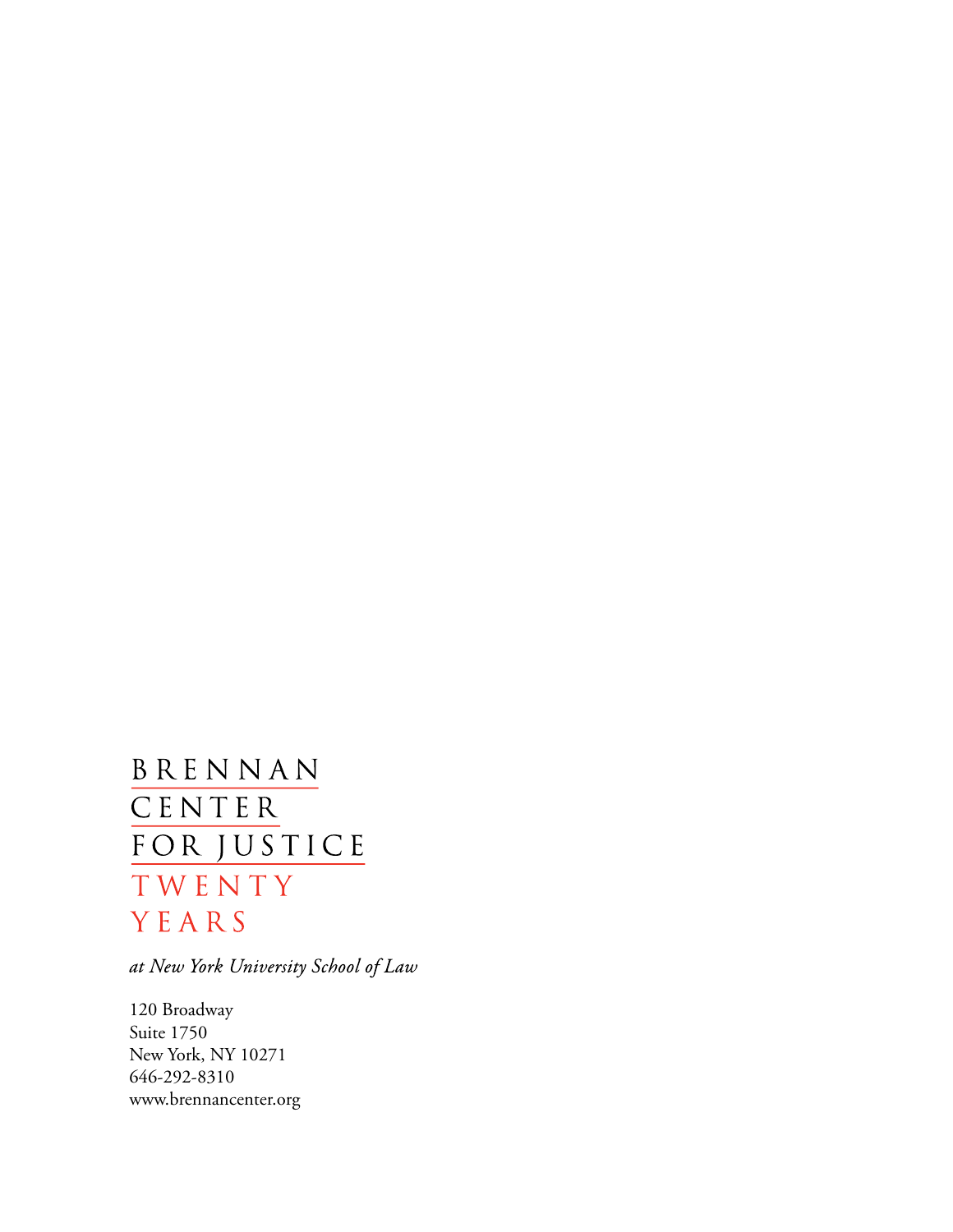BRENNAN
CENTER
FOR JUSTICE
TWENTY
YEARS

*at New York University School of Law*

120 Broadway
Suite 1750
New York, NY 10271
646-292-8310
www.brennancenter.org